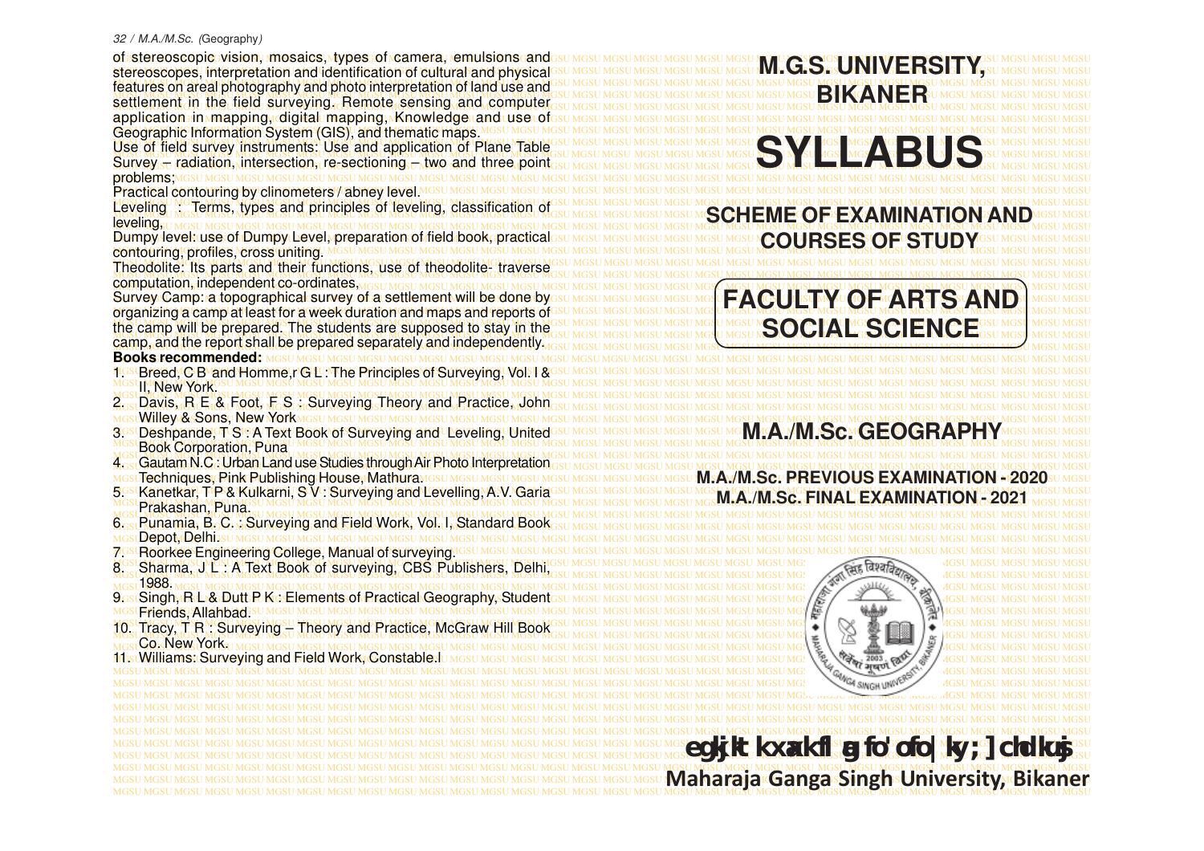of stereoscopic vision, mosaics, types of camera, emulsions and stereoscopes, interpretation and identification of cultural and physical features on areal photography and photo interpretation of land use and settlement in the field surveying. Remote sensing and computer application in mapping, digital mapping, Knowledge and use of Geographic Information System (GIS), and thematic maps.

Use of field survey instruments: Use and application of Plane Table Survey – radiation, intersection, re-sectioning – two and three point problems;

Practical contouring by clinometers / abney level.

Leveling : Terms, types and principles of leveling, classification of leveling,

Dumpy level: use of Dumpy Level, preparation of field book, practical contouring, profiles, cross uniting.

Theodolite: Its parts and their functions, use of theodolite- traverse computation, independent co-ordinates,

Survey Camp: a topographical survey of a settlement will be done by organizing a camp at least for a week duration and maps and reports of the camp will be prepared. The students are supposed to stay in the camp, and the report shall be prepared separately and independently.

**Books recommended:**

1. Breed, C B and Homme,r G L : The Principles of Surveying, Vol. I & II, New York.
2. Davis, R E & Foot, F S : Surveying Theory and Practice, John Willey & Sons, New York
3. Deshpande, T S : A Text Book of Surveying and Leveling, United Book Corporation, Puna
4. Gautam N.C : Urban Land use Studies through Air Photo Interpretation Techniques, Pink Publishing House, Mathura.
5. Kanetkar, T P & Kulkarni, S V : Surveying and Levelling, A.V. Garia Prakashan, Puna.
6. Punamia, B. C. : Surveying and Field Work, Vol. I, Standard Book Depot, Delhi.
7. Roorkee Engineering College, Manual of surveying.
8. Sharma, J L : A Text Book of surveying, CBS Publishers, Delhi, 1988.
9. Singh, R L & Dutt P K : Elements of Practical Geography, Student Friends, Allahbad.
10. Tracy, T R : Surveying – Theory and Practice, McGraw Hill Book Co. New York.
11. Williams: Surveying and Field Work, Constable.I

# M.G.S. UNIVERSITY, BIKANER

# SYLLABUS

## SCHEME OF EXAMINATION AND COURSES OF STUDY

## FACULTY OF ARTS AND SOCIAL SCIENCE

## M.A./M.Sc. GEOGRAPHY

**M.A./M.Sc. PREVIOUS EXAMINATION - 2020**

**M.A./M.Sc. FINAL EXAMINATION - 2021**

**egkjktk xaxkflag fo'ofo|ky; ] chdkusj**

**Maharaja Ganga Singh University, Bikaner**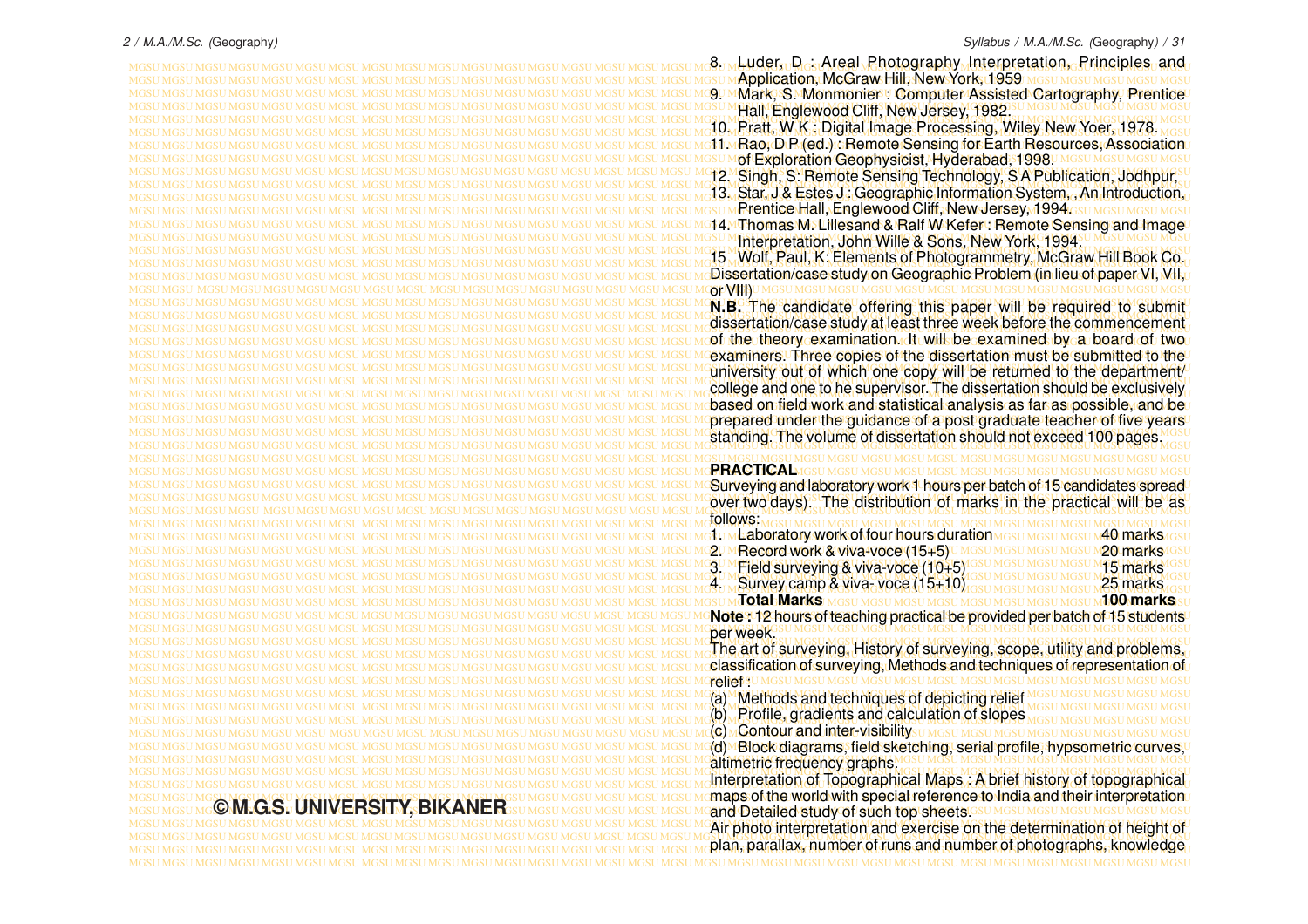8. Luder, D : Areal Photography Interpretation, Principles and Application, McGraw Hill, New York, 1959
9. Mark, S. Monmonier : Computer Assisted Cartography, Prentice Hall, Englewood Cliff, New Jersey, 1982.
10. Pratt, W K : Digital Image Processing, Wiley New Yoer, 1978.
11. Rao, D P (ed.) : Remote Sensing for Earth Resources, Association of Exploration Geophysicist, Hyderabad, 1998.
12. Singh, S: Remote Sensing Technology, S A Publication, Jodhpur,
13. Star, J & Estes J : Geographic Information System, , An Introduction, Prentice Hall, Englewood Cliff, New Jersey, 1994.
14. Thomas M. Lillesand & Ralf W Kefer : Remote Sensing and Image Interpretation, John Wille & Sons, New York, 1994.
15 Wolf, Paul, K: Elements of Photogrammetry, McGraw Hill Book Co.

Dissertation/case study on Geographic Problem (in lieu of paper VI, VII, or VIII)

**N.B.** The candidate offering this paper will be required to submit dissertation/case study at least three week before the commencement of the theory examination. It will be examined by a board of two examiners. Three copies of the dissertation must be submitted to the university out of which one copy will be returned to the department/college and one to he supervisor. The dissertation should be exclusively based on field work and statistical analysis as far as possible, and be prepared under the guidance of a post graduate teacher of five years standing. The volume of dissertation should not exceed 100 pages.

**PRACTICAL**

Surveying and laboratory work 1 hours per batch of 15 candidates spread over two days). The distribution of marks in the practical will be as follows:

| | | |
|---|---|---|
| 1. | Laboratory work of four hours duration | 40 marks |
| 2. | Record work & viva-voce (15+5) | 20 marks |
| 3. | Field surveying & viva-voce (10+5) | 15 marks |
| 4. | Survey camp & viva- voce (15+10) | 25 marks |
| | **Total Marks** | **100 marks** |

**Note :** 12 hours of teaching practical be provided per batch of 15 students per week.

The art of surveying, History of surveying, scope, utility and problems, classification of surveying, Methods and techniques of representation of relief :

(a) Methods and techniques of depicting relief
(b) Profile, gradients and calculation of slopes
(c) Contour and inter-visibility
(d) Block diagrams, field sketching, serial profile, hypsometric curves, altimetric frequency graphs.

Interpretation of Topographical Maps : A brief history of topographical maps of the world with special reference to India and their interpretation and Detailed study of such top sheets.

Air photo interpretation and exercise on the determination of height of plan, parallax, number of runs and number of photographs, knowledge

**© M.G.S. UNIVERSITY, BIKANER**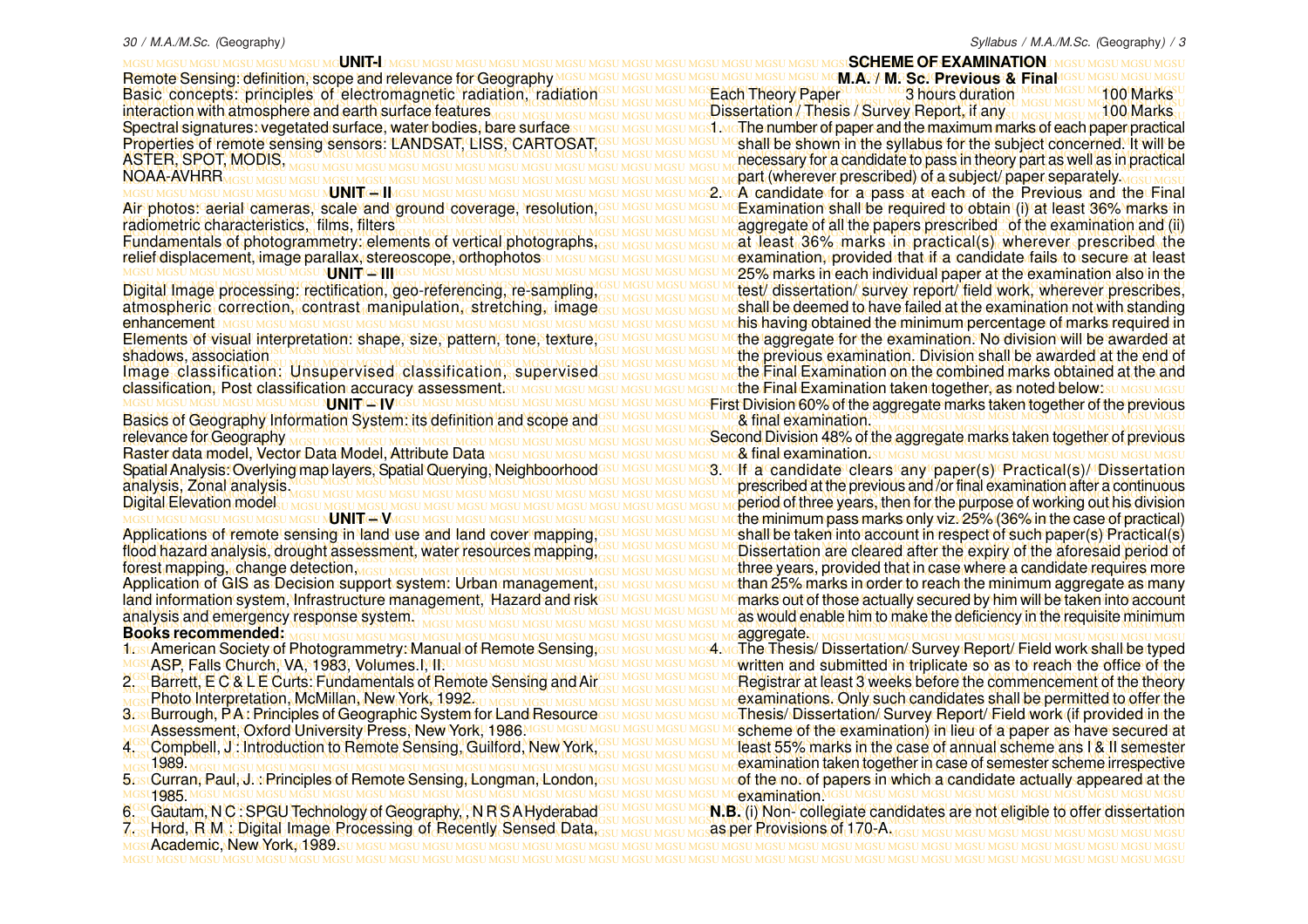## UNIT-I

Remote Sensing: definition, scope and relevance for Geography

Basic concepts: principles of electromagnetic radiation, radiation interaction with atmosphere and earth surface features

Spectral signatures: vegetated surface, water bodies, bare surface

Properties of remote sensing sensors: LANDSAT, LISS, CARTOSAT, ASTER, SPOT, MODIS, NOAA-AVHRR

## UNIT – II

Air photos: aerial cameras, scale and ground coverage, resolution, radiometric characteristics, films, filters

Fundamentals of photogrammetry: elements of vertical photographs, relief displacement, image parallax, stereoscope, orthophotos

## UNIT – III

Digital Image processing: rectification, geo-referencing, re-sampling, atmospheric correction, contrast manipulation, stretching, image enhancement

Elements of visual interpretation: shape, size, pattern, tone, texture, shadows, association

Image classification: Unsupervised classification, supervised classification, Post classification accuracy assessment.

## UNIT – IV

Basics of Geography Information System: its definition and scope and relevance for Geography

Raster data model, Vector Data Model, Attribute Data

Spatial Analysis: Overlying map layers, Spatial Querying, Neighboorhood analysis, Zonal analysis.

Digital Elevation model

## UNIT – V

Applications of remote sensing in land use and land cover mapping, flood hazard analysis, drought assessment, water resources mapping, forest mapping, change detection,

Application of GIS as Decision support system: Urban management, land information system, Infrastructure management, Hazard and risk analysis and emergency response system.

**Books recommended:**

1. American Society of Photogrammetry: Manual of Remote Sensing, ASP, Falls Church, VA, 1983, Volumes.I, II.
2. Barrett, E C & L E Curts: Fundamentals of Remote Sensing and Air Photo Interpretation, McMillan, New York, 1992.
3. Burrough, P A : Principles of Geographic System for Land Resource Assessment, Oxford University Press, New York, 1986.
4. Compbell, J : Introduction to Remote Sensing, Guilford, New York, 1989.
5. Curran, Paul, J. : Principles of Remote Sensing, Longman, London, 1985.
6. Gautam, N C : SPGU Technology of Geography, , N R S A Hyderabad
7. Hord, R M : Digital Image Processing of Recently Sensed Data, Academic, New York, 1989.

## SCHEME OF EXAMINATION

### M.A. / M. Sc. Previous & Final

| | | |
|---|---|---|
| Each Theory Paper | 3 hours duration | 100 Marks |
| Dissertation / Thesis / Survey Report, if any | | 100 Marks |

1. The number of paper and the maximum marks of each paper practical shall be shown in the syllabus for the subject concerned. It will be necessary for a candidate to pass in theory part as well as in practical part (wherever prescribed) of a subject/ paper separately.
2. A candidate for a pass at each of the Previous and the Final Examination shall be required to obtain (i) at least 36% marks in aggregate of all the papers prescribed of the examination and (ii) at least 36% marks in practical(s) wherever prescribed the examination, provided that if a candidate fails to secure at least 25% marks in each individual paper at the examination also in the test/ dissertation/ survey report/ field work, wherever prescribes, shall be deemed to have failed at the examination not with standing his having obtained the minimum percentage of marks required in the aggregate for the examination. No division will be awarded at the previous examination. Division shall be awarded at the end of the Final Examination on the combined marks obtained at the and the Final Examination taken together, as noted below:

   First Division 60% of the aggregate marks taken together of the previous & final examination.

   Second Division 48% of the aggregate marks taken together of previous & final examination.
3. If a candidate clears any paper(s) Practical(s)/ Dissertation prescribed at the previous and /or final examination after a continuous period of three years, then for the purpose of working out his division the minimum pass marks only viz. 25% (36% in the case of practical) shall be taken into account in respect of such paper(s) Practical(s) Dissertation are cleared after the expiry of the aforesaid period of three years, provided that in case where a candidate requires more than 25% marks in order to reach the minimum aggregate as many marks out of those actually secured by him will be taken into account as would enable him to make the deficiency in the requisite minimum aggregate.
4. The Thesis/ Dissertation/ Survey Report/ Field work shall be typed written and submitted in triplicate so as to reach the office of the Registrar at least 3 weeks before the commencement of the theory examinations. Only such candidates shall be permitted to offer the Thesis/ Dissertation/ Survey Report/ Field work (if provided in the scheme of the examination) in lieu of a paper as have secured at least 55% marks in the case of annual scheme ans I & II semester examination taken together in case of semester scheme irrespective of the no. of papers in which a candidate actually appeared at the examination.

**N.B.** (i) Non- collegiate candidates are not eligible to offer dissertation as per Provisions of 170-A.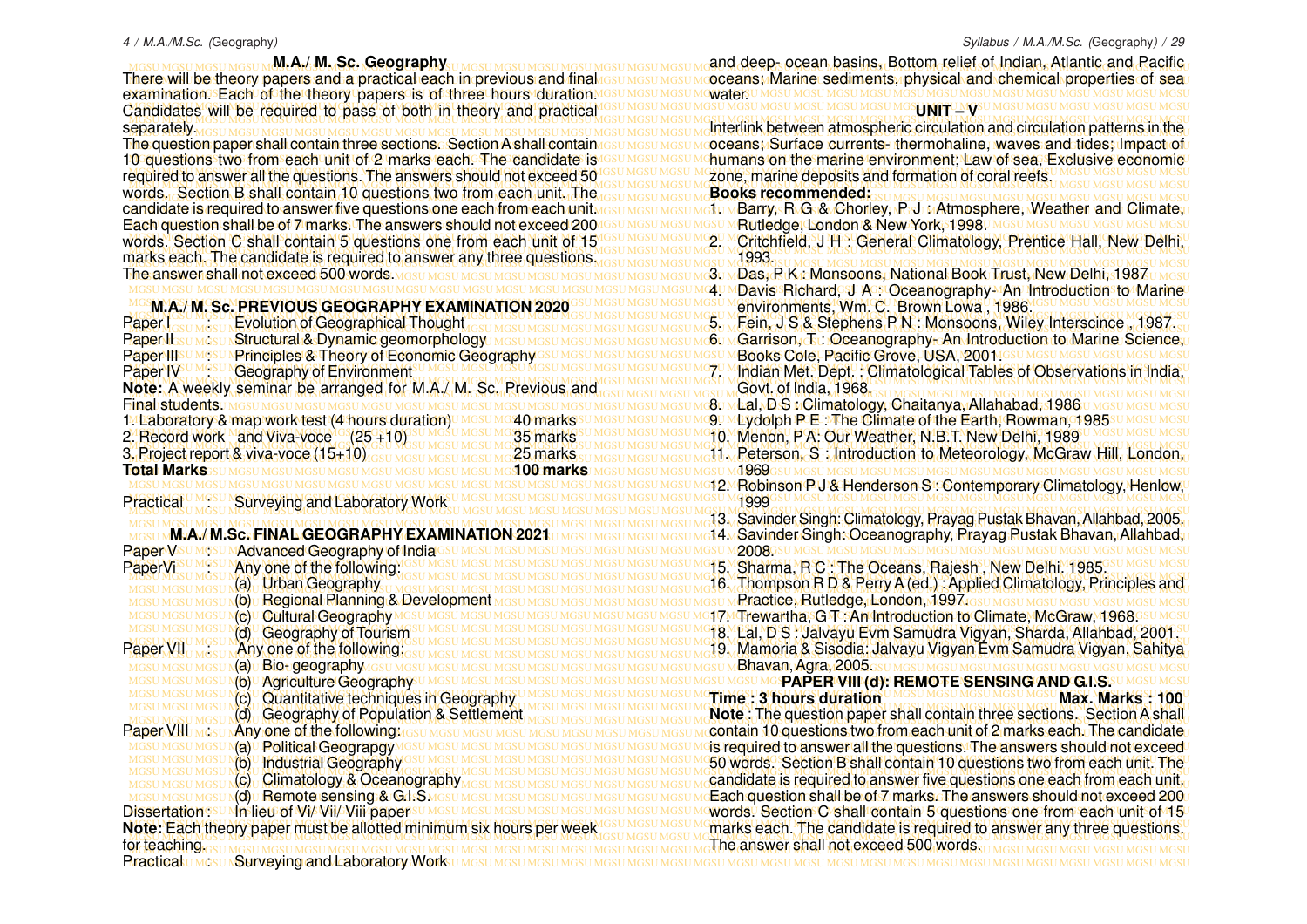## M.A./ M. Sc. Geography

There will be theory papers and a practical each in previous and final examination. Each of the theory papers is of three hours duration. Candidates will be required to pass of both in theory and practical separately.

The question paper shall contain three sections. Section A shall contain 10 questions two from each unit of 2 marks each. The candidate is required to answer all the questions. The answers should not exceed 50 words. Section B shall contain 10 questions two from each unit. The candidate is required to answer five questions one each from each unit. Each question shall be of 7 marks. The answers should not exceed 200 words. Section C shall contain 5 questions one from each unit of 15 marks each. The candidate is required to answer any three questions. The answer shall not exceed 500 words.

### M.A./ M. Sc. PREVIOUS GEOGRAPHY EXAMINATION 2020

Paper I : Evolution of Geographical Thought
Paper II : Structural & Dynamic geomorphology
Paper III : Principles & Theory of Economic Geography
Paper IV : Geography of Environment

**Note:** A weekly seminar be arranged for M.A./ M. Sc. Previous and Final students.

1. Laboratory & map work test (4 hours duration) — 40 marks
2. Record work and Viva-voce (25 +10) — 35 marks
3. Project report & viva-voce (15+10) — 25 marks

**Total Marks** — **100 marks**

Practical : Surveying and Laboratory Work

### M.A./ M.Sc. FINAL GEOGRAPHY EXAMINATION 2021

Paper V : Advanced Geography of India
PaperVi : Any one of the following:
- (a) Urban Geography
- (b) Regional Planning & Development
- (c) Cultural Geography
- (d) Geography of Tourism

Paper VII : Any one of the following:
- (a) Bio- geography
- (b) Agriculture Geography
- (c) Quantitative techniques in Geography
- (d) Geography of Population & Settlement

Paper VIII : Any one of the following:
- (a) Political Geograpgy
- (b) Industrial Geography
- (c) Climatology & Oceanography
- (d) Remote sensing & G.I.S.

Dissertation : In lieu of Vi/ Vii/ Viii paper

**Note:** Each theory paper must be allotted minimum six hours per week for teaching.

Practical : Surveying and Laboratory Work

and deep- ocean basins, Bottom relief of Indian, Atlantic and Pacific oceans; Marine sediments, physical and chemical properties of sea water.

**UNIT – V**

Interlink between atmospheric circulation and circulation patterns in the oceans; Surface currents- thermohaline, waves and tides; Impact of humans on the marine environment; Law of sea, Exclusive economic zone, marine deposits and formation of coral reefs.

**Books recommended:**

1. Barry, R G & Chorley, P J : Atmosphere, Weather and Climate, Rutledge, London & New York, 1998.
2. Critchfield, J H : General Climatology, Prentice Hall, New Delhi, 1993.
3. Das, P K : Monsoons, National Book Trust, New Delhi, 1987
4. Davis Richard, J A : Oceanography- An Introduction to Marine environments, Wm. C. Brown Lowa , 1986.
5. Fein, J S & Stephens P N : Monsoons, Wiley Interscince , 1987.
6. Garrison, T : Oceanography- An Introduction to Marine Science, Books Cole, Pacific Grove, USA, 2001.
7. Indian Met. Dept. : Climatological Tables of Observations in India, Govt. of India, 1968.
8. Lal, D S : Climatology, Chaitanya, Allahabad, 1986
9. Lydolph P E : The Climate of the Earth, Rowman, 1985
10. Menon, P A: Our Weather, N.B.T. New Delhi, 1989
11. Peterson, S : Introduction to Meteorology, McGraw Hill, London, 1969
12. Robinson P J & Henderson S : Contemporary Climatology, Henlow, 1999
13. Savinder Singh: Climatology, Prayag Pustak Bhavan, Allahbad, 2005.
14. Savinder Singh: Oceanography, Prayag Pustak Bhavan, Allahbad, 2008.
15. Sharma, R C : The Oceans, Rajesh , New Delhi. 1985.
16. Thompson R D & Perry A (ed.) : Applied Climatology, Principles and Practice, Rutledge, London, 1997.
17. Trewartha, G T : An Introduction to Climate, McGraw, 1968.
18. Lal, D S : Jalvayu Evm Samudra Vigyan, Sharda, Allahbad, 2001.
19. Mamoria & Sisodia: Jalvayu Vigyan Evm Samudra Vigyan, Sahitya Bhavan, Agra, 2005.

### PAPER VIII (d): REMOTE SENSING AND G.I.S.

**Time : 3 hours duration** — **Max. Marks : 100**

**Note** : The question paper shall contain three sections. Section A shall contain 10 questions two from each unit of 2 marks each. The candidate is required to answer all the questions. The answers should not exceed 50 words. Section B shall contain 10 questions two from each unit. The candidate is required to answer five questions one each from each unit. Each question shall be of 7 marks. The answers should not exceed 200 words. Section C shall contain 5 questions one from each unit of 15 marks each. The candidate is required to answer any three questions. The answer shall not exceed 500 words.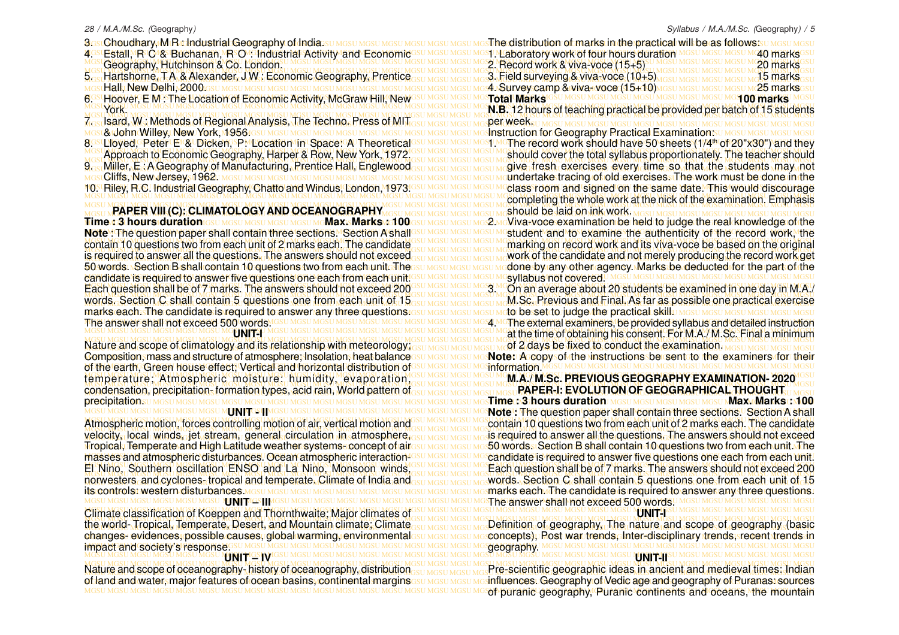3. Choudhary, M R : Industrial Geography of India.
4. Estall, R C & Buchanan, R O : Industrial Activity and Economic Geography, Hutchinson & Co. London.
5. Hartshorne, T A & Alexander, J W : Economic Geography, Prentice Hall, New Delhi, 2000.
6. Hoover, E M : The Location of Economic Activity, McGraw Hill, New York.
7. Isard, W : Methods of Regional Analysis, The Techno. Press of MIT & John Willey, New York, 1956.
8. Lloyed, Peter E & Dicken, P: Location in Space: A Theoretical Approach to Economic Geography, Harper & Row, New York, 1972.
9. Miller, E : A Geography of Manufacturing, Prentice Hall, Englewood Cliffs, New Jersey, 1962.
10. Riley, R.C. Industrial Geography, Chatto and Windus, London, 1973.

## PAPER VIII (C): CLIMATOLOGY AND OCEANOGRAPHY

**Time : 3 hours duration** **Max. Marks : 100**

**Note** : The question paper shall contain three sections. Section A shall contain 10 questions two from each unit of 2 marks each. The candidate is required to answer all the questions. The answers should not exceed 50 words. Section B shall contain 10 questions two from each unit. The candidate is required to answer five questions one each from each unit. Each question shall be of 7 marks. The answers should not exceed 200 words. Section C shall contain 5 questions one from each unit of 15 marks each. The candidate is required to answer any three questions. The answer shall not exceed 500 words.

### UNIT-I

Nature and scope of climatology and its relationship with meteorology; Composition, mass and structure of atmosphere; Insolation, heat balance of the earth, Green house effect; Vertical and horizontal distribution of temperature; Atmospheric moisture: humidity, evaporation, condensation, precipitation- formation types, acid rain, World pattern of precipitation.

### UNIT - II

Atmospheric motion, forces controlling motion of air, vertical motion and velocity, local winds, jet stream, general circulation in atmosphere, Tropical, Temperate and High Latitude weather systems- concept of air masses and atmospheric disturbances. Ocean atmospheric interaction- El Nino, Southern oscillation ENSO and La Nino, Monsoon winds, norwesters and cyclones- tropical and temperate. Climate of India and its controls: western disturbances.

### UNIT – III

Climate classification of Koeppen and Thornthwaite; Major climates of the world- Tropical, Temperate, Desert, and Mountain climate; Climate changes- evidences, possible causes, global warming, environmental impact and society's response.

### UNIT – IV

Nature and scope of oceanography- history of oceanography, distribution of land and water, major features of ocean basins, continental margins

The distribution of marks in the practical will be as follows:

| | |
|---|---|
| 1. Laboratory work of four hours duration | 40 marks |
| 2. Record work & viva-voce (15+5) | 20 marks |
| 3. Field surveying & viva-voce (10+5) | 15 marks |
| 4. Survey camp & viva- voce (15+10) | 25 marks |
| **Total Marks** | **100 marks** |

**N.B.** 12 hours of teaching practical be provided per batch of 15 students per week.

Instruction for Geography Practical Examination:

1. The record work should have 50 sheets (1/4th of 20"x30") and they should cover the total syllabus proportionately. The teacher should give fresh exercises every time so that the students may not undertake tracing of old exercises. The work must be done in the class room and signed on the same date. This would discourage completing the whole work at the nick of the examination. Emphasis should be laid on ink work.
2. Viva-voce examination be held to judge the real knowledge of the student and to examine the authenticity of the record work, the marking on record work and its viva-voce be based on the original work of the candidate and not merely producing the record work get done by any other agency. Marks be deducted for the part of the syllabus not covered.
3. On an average about 20 students be examined in one day in M.A./ M.Sc. Previous and Final. As far as possible one practical exercise to be set to judge the practical skill.
4. The external examiners, be provided syllabus and detailed instruction at the time of obtaining his consent. For M.A./ M.Sc. Final a minimum of 2 days be fixed to conduct the examination.

**Note:** A copy of the instructions be sent to the examiners for their information.

## M.A./ M.Sc. PREVIOUS GEOGRAPHY EXAMINATION- 2020

## PAPER-I: EVOLUTION OF GEOGRAPHICAL THOUGHT

**Time : 3 hours duration** **Max. Marks : 100**

**Note :** The question paper shall contain three sections. Section A shall contain 10 questions two from each unit of 2 marks each. The candidate is required to answer all the questions. The answers should not exceed 50 words. Section B shall contain 10 questions two from each unit. The candidate is required to answer five questions one each from each unit. Each question shall be of 7 marks. The answers should not exceed 200 words. Section C shall contain 5 questions one from each unit of 15 marks each. The candidate is required to answer any three questions. The answer shall not exceed 500 words.

### UNIT-I

Definition of geography, The nature and scope of geography (basic concepts), Post war trends, Inter-disciplinary trends, recent trends in geography.

### UNIT-II

Pre-scientific geographic ideas in ancient and medieval times: Indian influences. Geography of Vedic age and geography of Puranas: sources of puranic geography, Puranic continents and oceans, the mountain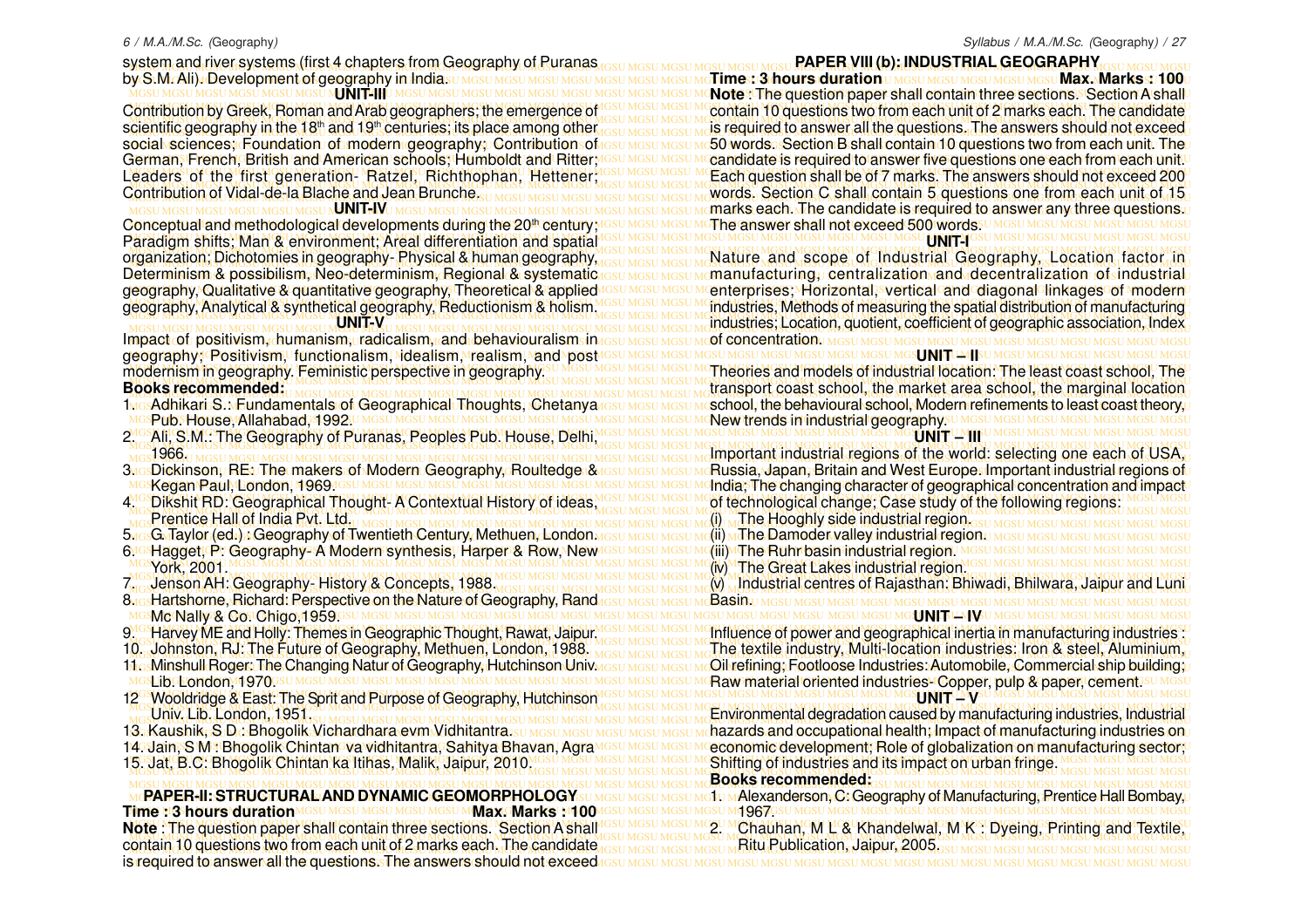system and river systems (first 4 chapters from Geography of Puranas by S.M. Ali). Development of geography in India.

### UNIT-III

Contribution by Greek, Roman and Arab geographers; the emergence of scientific geography in the 18th and 19th centuries; its place among other social sciences; Foundation of modern geography; Contribution of German, French, British and American schools; Humboldt and Ritter; Leaders of the first generation- Ratzel, Richthophan, Hettener; Contribution of Vidal-de-la Blache and Jean Brunche.

### UNIT-IV

Conceptual and methodological developments during the 20th century; Paradigm shifts; Man & environment; Areal differentiation and spatial organization; Dichotomies in geography- Physical & human geography, Determinism & possibilism, Neo-determinism, Regional & systematic geography, Qualitative & quantitative geography, Theoretical & applied geography, Analytical & synthetical geography, Reductionism & holism.

### UNIT-V

Impact of positivism, humanism, radicalism, and behaviouralism in geography; Positivism, functionalism, idealism, realism, and post modernism in geography. Feministic perspective in geography.

**Books recommended:**

1. Adhikari S.: Fundamentals of Geographical Thoughts, Chetanya Pub. House, Allahabad, 1992.
2. Ali, S.M.: The Geography of Puranas, Peoples Pub. House, Delhi, 1966.
3. Dickinson, RE: The makers of Modern Geography, Roultedge & Kegan Paul, London, 1969.
4. Dikshit RD: Geographical Thought- A Contextual History of ideas, Prentice Hall of India Pvt. Ltd.
5. G. Taylor (ed.) : Geography of Twentieth Century, Methuen, London.
6. Hagget, P: Geography- A Modern synthesis, Harper & Row, New York, 2001.
7. Jenson AH: Geography- History & Concepts, 1988.
8. Hartshorne, Richard: Perspective on the Nature of Geography, Rand Mc Nally & Co. Chigo,1959.
9. Harvey ME and Holly: Themes in Geographic Thought, Rawat, Jaipur.
10. Johnston, RJ: The Future of Geography, Methuen, London, 1988.
11. Minshull Roger: The Changing Natur of Geography, Hutchinson Univ. Lib. London, 1970.
12. Wooldridge & East: The Sprit and Purpose of Geography, Hutchinson Univ. Lib. London, 1951.
13. Kaushik, S D : Bhogolik Vichardhara evm Vidhitantra.
14. Jain, S M : Bhogolik Chintan va vidhitantra, Sahitya Bhavan, Agra
15. Jat, B.C: Bhogolik Chintan ka Itihas, Malik, Jaipur, 2010.

## PAPER-II: STRUCTURAL AND DYNAMIC GEOMORPHOLOGY

**Time : 3 hours duration** **Max. Marks : 100**

**Note** : The question paper shall contain three sections. Section A shall contain 10 questions two from each unit of 2 marks each. The candidate is required to answer all the questions. The answers should not exceed

## PAPER VIII (b): INDUSTRIAL GEOGRAPHY

**Time : 3 hours duration** **Max. Marks : 100**

**Note** : The question paper shall contain three sections. Section A shall contain 10 questions two from each unit of 2 marks each. The candidate is required to answer all the questions. The answers should not exceed 50 words. Section B shall contain 10 questions two from each unit. The candidate is required to answer five questions one each from each unit. Each question shall be of 7 marks. The answers should not exceed 200 words. Section C shall contain 5 questions one from each unit of 15 marks each. The candidate is required to answer any three questions. The answer shall not exceed 500 words.

### UNIT-I

Nature and scope of Industrial Geography, Location factor in manufacturing, centralization and decentralization of industrial enterprises; Horizontal, vertical and diagonal linkages of modern industries, Methods of measuring the spatial distribution of manufacturing industries; Location, quotient, coefficient of geographic association, Index of concentration.

### UNIT – II

Theories and models of industrial location: The least coast school, The transport coast school, the market area school, the marginal location school, the behavioural school, Modern refinements to least coast theory, New trends in industrial geography.

### UNIT – III

Important industrial regions of the world: selecting one each of USA, Russia, Japan, Britain and West Europe. Important industrial regions of India; The changing character of geographical concentration and impact of technological change; Case study of the following regions:

(i) The Hooghly side industrial region.
(ii) The Damoder valley industrial region.
(iii) The Ruhr basin industrial region.
(iv) The Great Lakes industrial region.
(v) Industrial centres of Rajasthan: Bhiwadi, Bhilwara, Jaipur and Luni Basin.

### UNIT – IV

Influence of power and geographical inertia in manufacturing industries : The textile industry, Multi-location industries: Iron & steel, Aluminium, Oil refining; Footloose Industries: Automobile, Commercial ship building; Raw material oriented industries- Copper, pulp & paper, cement.

### UNIT – V

Environmental degradation caused by manufacturing industries, Industrial hazards and occupational health; Impact of manufacturing industries on economic development; Role of globalization on manufacturing sector; Shifting of industries and its impact on urban fringe.

**Books recommended:**

1. Alexanderson, C: Geography of Manufacturing, Prentice Hall Bombay, 1967.
2. Chauhan, M L & Khandelwal, M K : Dyeing, Printing and Textile, Ritu Publication, Jaipur, 2005.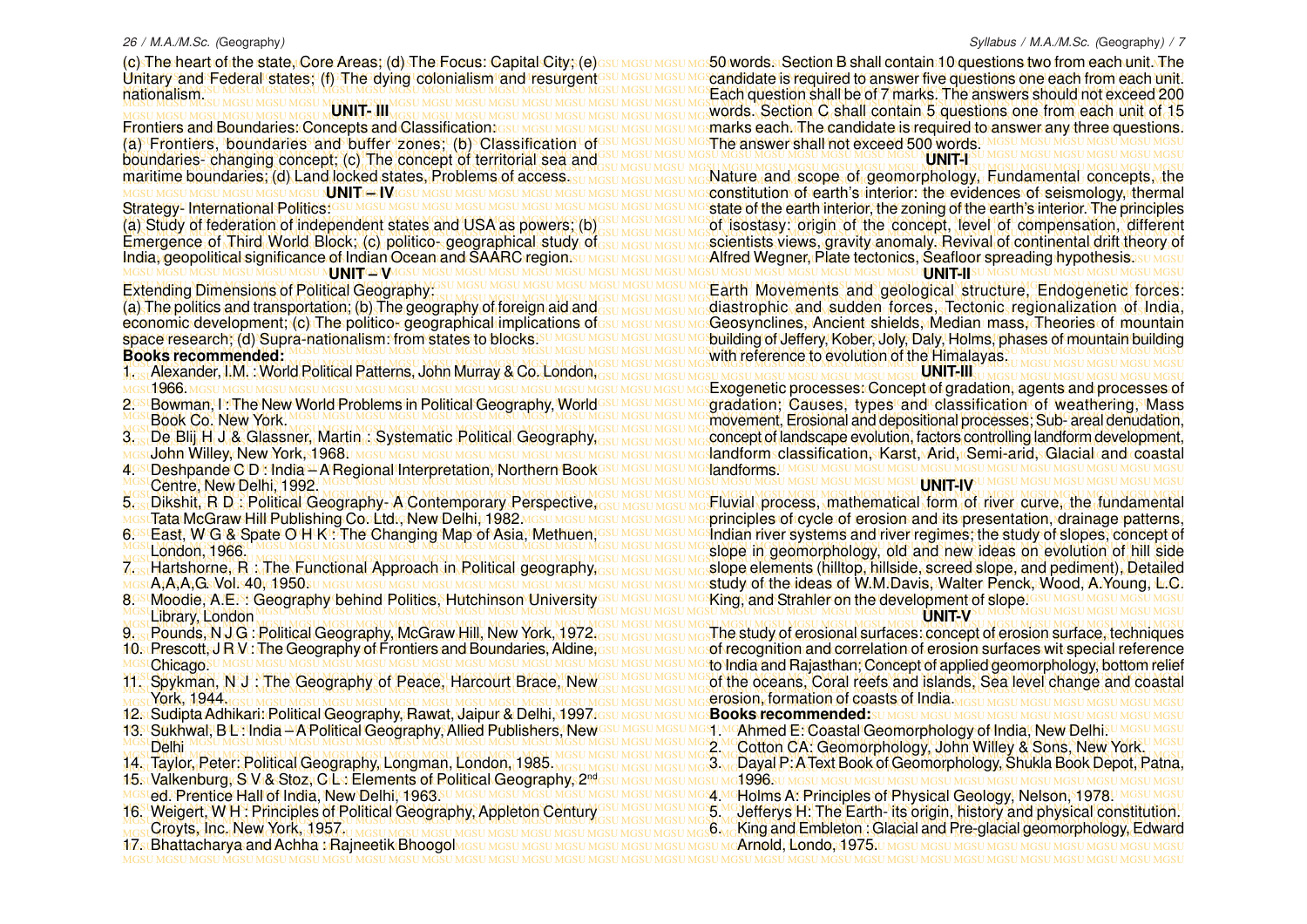(c) The heart of the state, Core Areas; (d) The Focus: Capital City; (e) Unitary and Federal states; (f) The dying colonialism and resurgent nationalism.

**UNIT- III**

Frontiers and Boundaries: Concepts and Classification:

(a) Frontiers, boundaries and buffer zones; (b) Classification of boundaries- changing concept; (c) The concept of territorial sea and maritime boundaries; (d) Land locked states, Problems of access.

**UNIT – IV**

Strategy- International Politics:

(a) Study of federation of independent states and USA as powers; (b) Emergence of Third World Block; (c) politico- geographical study of India, geopolitical significance of Indian Ocean and SAARC region.

**UNIT – V**

Extending Dimensions of Political Geography:

(a) The politics and transportation; (b) The geography of foreign aid and economic development; (c) The politico- geographical implications of space research; (d) Supra-nationalism: from states to blocks.

**Books recommended:**

1. Alexander, I.M. : World Political Patterns, John Murray & Co. London, 1966.
2. Bowman, I : The New World Problems in Political Geography, World Book Co. New York.
3. De Blij H J & Glassner, Martin : Systematic Political Geography, John Willey, New York, 1968.
4. Deshpande C D : India – A Regional Interpretation, Northern Book Centre, New Delhi, 1992.
5. Dikshit, R D : Political Geography- A Contemporary Perspective, Tata McGraw Hill Publishing Co. Ltd., New Delhi, 1982.
6. East, W G & Spate O H K : The Changing Map of Asia, Methuen, London, 1966.
7. Hartshorne, R : The Functional Approach in Political geography, A,A,A,G. Vol. 40, 1950.
8. Moodie, A.E. : Geography behind Politics, Hutchinson University Library, London
9. Pounds, N J G : Political Geography, McGraw Hill, New York, 1972.
10. Prescott, J R V : The Geography of Frontiers and Boundaries, Aldine, Chicago.
11. Spykman, N J : The Geography of Peace, Harcourt Brace, New York, 1944.
12. Sudipta Adhikari: Political Geography, Rawat, Jaipur & Delhi, 1997.
13. Sukhwal, B L : India – A Political Geography, Allied Publishers, New Delhi
14. Taylor, Peter: Political Geography, Longman, London, 1985.
15. Valkenburg, S V & Stoz, C L : Elements of Political Geography, 2nd ed. Prentice Hall of India, New Delhi, 1963.
16. Weigert, W H : Principles of Political Geography, Appleton Century Croyts, Inc. New York, 1957.
17. Bhattacharya and Achha : Rajneetik Bhoogol

50 words. Section B shall contain 10 questions two from each unit. The candidate is required to answer five questions one each from each unit. Each question shall be of 7 marks. The answers should not exceed 200 words. Section C shall contain 5 questions one from each unit of 15 marks each. The candidate is required to answer any three questions. The answer shall not exceed 500 words.

**UNIT-I**

Nature and scope of geomorphology, Fundamental concepts, the constitution of earth's interior: the evidences of seismology, thermal state of the earth interior, the zoning of the earth's interior. The principles of isostasy: origin of the concept, level of compensation, different scientists views, gravity anomaly. Revival of continental drift theory of Alfred Wegner, Plate tectonics, Seafloor spreading hypothesis.

**UNIT-II**

Earth Movements and geological structure, Endogenetic forces: diastrophic and sudden forces, Tectonic regionalization of India, Geosynclines, Ancient shields, Median mass, Theories of mountain building of Jeffery, Kober, Joly, Daly, Holms, phases of mountain building with reference to evolution of the Himalayas.

**UNIT-III**

Exogenetic processes: Concept of gradation, agents and processes of gradation; Causes, types and classification of weathering, Mass movement, Erosional and depositional processes; Sub- areal denudation, concept of landscape evolution, factors controlling landform development, landform classification, Karst, Arid, Semi-arid, Glacial and coastal landforms.

**UNIT-IV**

Fluvial process, mathematical form of river curve, the fundamental principles of cycle of erosion and its presentation, drainage patterns, Indian river systems and river regimes; the study of slopes, concept of slope in geomorphology, old and new ideas on evolution of hill side slope elements (hilltop, hillside, screed slope, and pediment), Detailed study of the ideas of W.M.Davis, Walter Penck, Wood, A.Young, L.C. King, and Strahler on the development of slope.

**UNIT-V**

The study of erosional surfaces: concept of erosion surface, techniques of recognition and correlation of erosion surfaces wit special reference to India and Rajasthan; Concept of applied geomorphology, bottom relief of the oceans, Coral reefs and islands, Sea level change and coastal erosion, formation of coasts of India.

**Books recommended:**

1. Ahmed E: Coastal Geomorphology of India, New Delhi.
2. Cotton CA: Geomorphology, John Willey & Sons, New York.
3. Dayal P: A Text Book of Geomorphology, Shukla Book Depot, Patna, 1996.
4. Holms A: Principles of Physical Geology, Nelson, 1978.
5. Jefferys H: The Earth- its origin, history and physical constitution.
6. King and Embleton : Glacial and Pre-glacial geomorphology, Edward Arnold, Londo, 1975.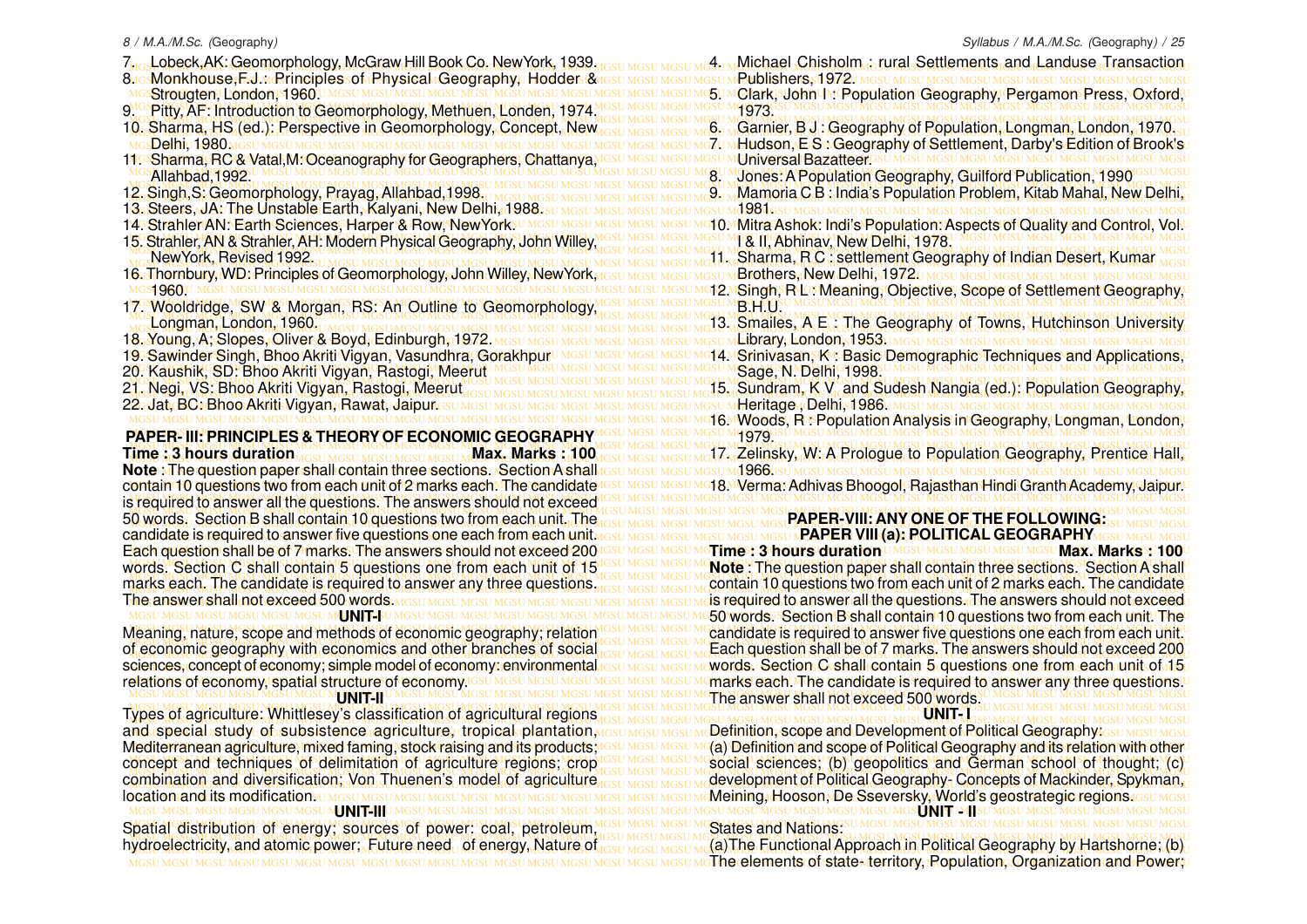7. Lobeck,AK: Geomorphology, McGraw Hill Book Co. NewYork, 1939.
8. Monkhouse,F.J.: Principles of Physical Geography, Hodder & Strougten, London, 1960.
9. Pitty, AF: Introduction to Geomorphology, Methuen, Londen, 1974.
10. Sharma, HS (ed.): Perspective in Geomorphology, Concept, New Delhi, 1980.
11. Sharma, RC & Vatal,M: Oceanography for Geographers, Chattanya, Allahbad,1992.
12. Singh,S: Geomorphology, Prayag, Allahbad,1998.
13. Steers, JA: The Unstable Earth, Kalyani, New Delhi, 1988.
14. Strahler AN: Earth Sciences, Harper & Row, NewYork.
15. Strahler, AN & Strahler, AH: Modern Physical Geography, John Willey, NewYork, Revised 1992.
16. Thornbury, WD: Principles of Geomorphology, John Willey, NewYork, 1960.
17. Wooldridge, SW & Morgan, RS: An Outline to Geomorphology, Longman, London, 1960.
18. Young, A; Slopes, Oliver & Boyd, Edinburgh, 1972.
19. Sawinder Singh, Bhoo Akriti Vigyan, Vasundhra, Gorakhpur
20. Kaushik, SD: Bhoo Akriti Vigyan, Rastogi, Meerut
21. Negi, VS: Bhoo Akriti Vigyan, Rastogi, Meerut
22. Jat, BC: Bhoo Akriti Vigyan, Rawat, Jaipur.

## PAPER- III: PRINCIPLES & THEORY OF ECONOMIC GEOGRAPHY

**Time : 3 hours duration** **Max. Marks : 100**

**Note** : The question paper shall contain three sections. Section A shall contain 10 questions two from each unit of 2 marks each. The candidate is required to answer all the questions. The answers should not exceed 50 words. Section B shall contain 10 questions two from each unit. The candidate is required to answer five questions one each from each unit. Each question shall be of 7 marks. The answers should not exceed 200 words. Section C shall contain 5 questions one from each unit of 15 marks each. The candidate is required to answer any three questions. The answer shall not exceed 500 words.

### UNIT-I

Meaning, nature, scope and methods of economic geography; relation of economic geography with economics and other branches of social sciences, concept of economy; simple model of economy: environmental relations of economy, spatial structure of economy.

### UNIT-II

Types of agriculture: Whittlesey's classification of agricultural regions and special study of subsistence agriculture, tropical plantation, Mediterranean agriculture, mixed faming, stock raising and its products; concept and techniques of delimitation of agriculture regions; crop combination and diversification; Von Thuenen's model of agriculture location and its modification.

### UNIT-III

Spatial distribution of energy; sources of power: coal, petroleum, hydroelectricity, and atomic power; Future need of energy, Nature of

4. Michael Chisholm : rural Settlements and Landuse Transaction Publishers, 1972.
5. Clark, John I : Population Geography, Pergamon Press, Oxford, 1973.
6. Garnier, B J : Geography of Population, Longman, London, 1970.
7. Hudson, E S : Geography of Settlement, Darby's Edition of Brook's Universal Bazatteer.
8. Jones: A Population Geography, Guilford Publication, 1990
9. Mamoria C B : India's Population Problem, Kitab Mahal, New Delhi, 1981.
10. Mitra Ashok: Indi's Population: Aspects of Quality and Control, Vol. I & II, Abhinav, New Delhi, 1978.
11. Sharma, R C : settlement Geography of Indian Desert, Kumar Brothers, New Delhi, 1972.
12. Singh, R L : Meaning, Objective, Scope of Settlement Geography, B.H.U.
13. Smailes, A E : The Geography of Towns, Hutchinson University Library, London, 1953.
14. Srinivasan, K : Basic Demographic Techniques and Applications, Sage, N. Delhi, 1998.
15. Sundram, K V and Sudesh Nangia (ed.): Population Geography, Heritage , Delhi, 1986.
16. Woods, R : Population Analysis in Geography, Longman, London, 1979.
17. Zelinsky, W: A Prologue to Population Geography, Prentice Hall, 1966.
18. Verma: Adhivas Bhoogol, Rajasthan Hindi Granth Academy, Jaipur.

## PAPER-VIII: ANY ONE OF THE FOLLOWING:

## PAPER VIII (a): POLITICAL GEOGRAPHY

**Time : 3 hours duration** **Max. Marks : 100**

**Note** : The question paper shall contain three sections. Section A shall contain 10 questions two from each unit of 2 marks each. The candidate is required to answer all the questions. The answers should not exceed 50 words. Section B shall contain 10 questions two from each unit. The candidate is required to answer five questions one each from each unit. Each question shall be of 7 marks. The answers should not exceed 200 words. Section C shall contain 5 questions one from each unit of 15 marks each. The candidate is required to answer any three questions. The answer shall not exceed 500 words.

### UNIT- I

Definition, scope and Development of Political Geography:

(a) Definition and scope of Political Geography and its relation with other social sciences; (b) geopolitics and German school of thought; (c) development of Political Geography- Concepts of Mackinder, Spykman, Meining, Hooson, De Sseversky, World's geostrategic regions.

### UNIT - II

States and Nations:

(a)The Functional Approach in Political Geography by Hartshorne; (b) The elements of state- territory, Population, Organization and Power;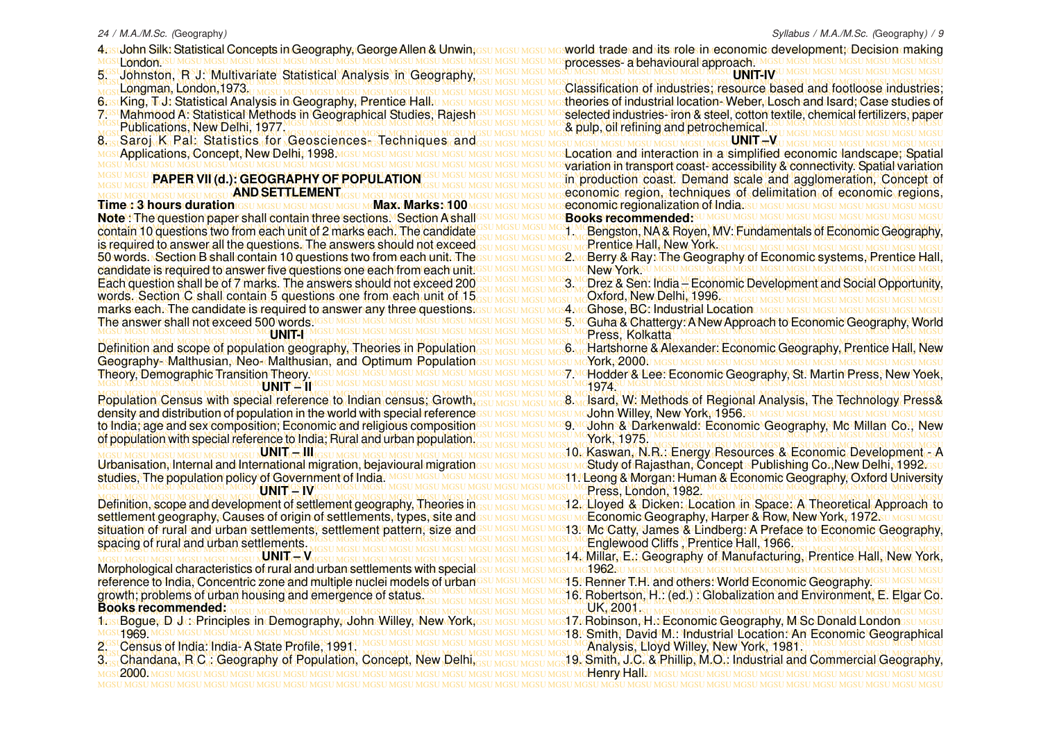4. John Silk: Statistical Concepts in Geography, George Allen & Unwin, London.
5. Johnston, R J: Multivariate Statistical Analysis in Geography, Longman, London,1973.
6. King, T J: Statistical Analysis in Geography, Prentice Hall.
7. Mahmood A: Statistical Methods in Geographical Studies, Rajesh Publications, New Delhi, 1977.
8. Saroj K Pal: Statistics for Geosciences- Techniques and Applications, Concept, New Delhi, 1998.

## PAPER VII (d.): GEOGRAPHY OF POPULATION AND SETTLEMENT

**Time : 3 hours duration** **Max. Marks: 100**

**Note** : The question paper shall contain three sections. Section A shall contain 10 questions two from each unit of 2 marks each. The candidate is required to answer all the questions. The answers should not exceed 50 words. Section B shall contain 10 questions two from each unit. The candidate is required to answer five questions one each from each unit. Each question shall be of 7 marks. The answers should not exceed 200 words. Section C shall contain 5 questions one from each unit of 15 marks each. The candidate is required to answer any three questions. The answer shall not exceed 500 words.

### UNIT-I

Definition and scope of population geography, Theories in Population Geography- Malthusian, Neo- Malthusian, and Optimum Population Theory, Demographic Transition Theory.

### UNIT – II

Population Census with special reference to Indian census; Growth, density and distribution of population in the world with special reference to India; age and sex composition; Economic and religious composition of population with special reference to India; Rural and urban population.

### UNIT – III

Urbanisation, Internal and International migration, bejavioural migration studies, The population policy of Government of India.

### UNIT – IV

Definition, scope and development of settlement geography, Theories in settlement geography, Causes of origin of settlements, types, site and situation of rural and urban settlements, settlement pattern, size and spacing of rural and urban settlements.

### UNIT – V

Morphological characteristics of rural and urban settlements with special reference to India, Concentric zone and multiple nuclei models of urban growth; problems of urban housing and emergence of status.

**Books recommended:**

1. Bogue, D J : Principles in Demography, John Willey, New York, 1969.
2. Census of India: India- A State Profile, 1991.
3. Chandana, R C : Geography of Population, Concept, New Delhi, 2000.

world trade and its role in economic development; Decision making processes- a behavioural approach.

### UNIT-IV

Classification of industries; resource based and footloose industries; theories of industrial location- Weber, Losch and Isard; Case studies of selected industries- iron & steel, cotton textile, chemical fertilizers, paper & pulp, oil refining and petrochemical.

### UNIT –V

Location and interaction in a simplified economic landscape; Spatial variation in transport coast- accessibility & connectivity. Spatial variation in production coast. Demand scale and agglomeration, Concept of economic region, techniques of delimitation of economic regions, economic regionalization of India.

**Books recommended:**

1. Bengston, NA & Royen, MV: Fundamentals of Economic Geography, Prentice Hall, New York.
2. Berry & Ray: The Geography of Economic systems, Prentice Hall, New York.
3. Drez & Sen: India – Economic Development and Social Opportunity, Oxford, New Delhi, 1996.
4. Ghose, BC: Industrial Location
5. Guha & Chattergy: A New Approach to Economic Geography, World Press, Kolkatta
6. Hartshorne & Alexander: Economic Geography, Prentice Hall, New York, 2000.
7. Hodder & Lee: Economic Geography, St. Martin Press, New Yoek, 1974.
8. Isard, W: Methods of Regional Analysis, The Technology Press& John Willey, New York, 1956.
9. John & Darkenwald: Economic Geography, Mc Millan Co., New York, 1975.
10. Kaswan, N.R.: Energy Resources & Economic Development - A Study of Rajasthan, Concept Publishing Co.,New Delhi, 1992.
11. Leong & Morgan: Human & Economic Geography, Oxford University Press, London, 1982.
12. Lloyed & Dicken: Location in Space: A Theoretical Approach to Economic Geography, Harper & Row, New York, 1972.
13. Mc Catty, James & Lindberg: A Preface to Economic Geography, Englewood Cliffs , Prentice Hall, 1966.
14. Millar, E.: Geography of Manufacturing, Prentice Hall, New York, 1962.
15. Renner T.H. and others: World Economic Geography.
16. Robertson, H.: (ed.) : Globalization and Environment, E. Elgar Co. UK, 2001.
17. Robinson, H.: Economic Geography, M Sc Donald London
18. Smith, David M.: Industrial Location: An Economic Geographical Analysis, Lloyd Willey, New York, 1981.
19. Smith, J.C. & Phillip, M.O.: Industrial and Commercial Geography, Henry Hall.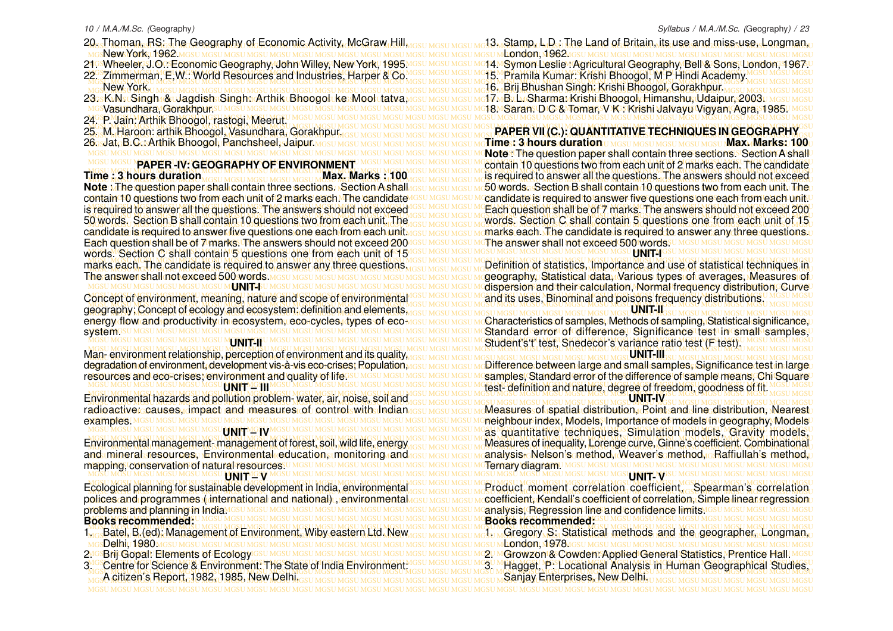20. Thoman, RS: The Geography of Economic Activity, McGraw Hill, New York, 1962.
21. Wheeler, J.O.: Economic Geography, John Willey, New York, 1995.
22. Zimmerman, E,W.: World Resources and Industries, Harper & Co. New York.
23. K.N. Singh & Jagdish Singh: Arthik Bhoogol ke Mool tatva, Vasundhara, Gorakhpur.
24. P. Jain: Arthik Bhoogol, rastogi, Meerut.
25. M. Haroon: arthik Bhoogol, Vasundhara, Gorakhpur.
26. Jat, B.C.: Arthik Bhoogol, Panchsheel, Jaipur.

## PAPER -IV: GEOGRAPHY OF ENVIRONMENT

**Time : 3 hours duration** **Max. Marks : 100**

**Note** : The question paper shall contain three sections. Section A shall contain 10 questions two from each unit of 2 marks each. The candidate is required to answer all the questions. The answers should not exceed 50 words. Section B shall contain 10 questions two from each unit. The candidate is required to answer five questions one each from each unit. Each question shall be of 7 marks. The answer should not exceed 200 words. Section C shall contain 5 questions one from each unit of 15 marks each. The candidate is required to answer any three questions. The answer shall not exceed 500 words.

### UNIT-I

Concept of environment, meaning, nature and scope of environmental geography; Concept of ecology and ecosystem: definition and elements, energy flow and productivity in ecosystem, eco-cycles, types of eco-system.

### UNIT-II

Man- environment relationship, perception of environment and its quality, degradation of environment, development vis-à-vis eco-crises; Population, resources and eco-crises; environment and quality of life.

### UNIT – III

Environmental hazards and pollution problem- water, air, noise, soil and radioactive: causes, impact and measures of control with Indian examples.

### UNIT – IV

Environmental management- management of forest, soil, wild life, energy and mineral resources, Environmental education, monitoring and mapping, conservation of natural resources.

### UNIT – V

Ecological planning for sustainable development in India, environmental polices and programmes ( international and national) , environmental problems and planning in India.

**Books recommended:**

1. Batel, B.(ed): Management of Environment, Wiby eastern Ltd. New Delhi, 1980.
2. Brij Gopal: Elements of Ecology
3. Centre for Science & Environment: The State of India Environment: A citizen's Report, 1982, 1985, New Delhi.
13. Stamp, L D : The Land of Britain, its use and miss-use, Longman, London, 1962.
14. Symon Leslie : Agricultural Geography, Bell & Sons, London, 1967.
15. Pramila Kumar: Krishi Bhoogol, M P Hindi Academy.
16. Brij Bhushan Singh: Krishi Bhoogol, Gorakhpur.
17. B. L. Sharma: Krishi Bhoogol, Himanshu, Udaipur, 2003.
18. Saran. D C & Tomar, V K : Krishi Jalvayu Vigyan, Agra, 1985.

## PAPER VII (C.): QUANTITATIVE TECHNIQUES IN GEOGRAPHY

**Time : 3 hours duration** **Max. Marks: 100**

**Note** : The question paper shall contain three sections. Section A shall contain 10 questions two from each unit of 2 marks each. The candidate is required to answer all the questions. The answers should not exceed 50 words. Section B shall contain 10 questions two from each unit. The candidate is required to answer five questions one each from each unit. Each question shall be of 7 marks. The answers should not exceed 200 words. Section C shall contain 5 questions one from each unit of 15 marks each. The candidate is required to answer any three questions. The answer shall not exceed 500 words.

### UNIT-I

Definition of statistics, Importance and use of statistical techniques in geography, Statistical data, Various types of averages, Measures of dispersion and their calculation, Normal frequency distribution, Curve and its uses, Binominal and poisons frequency distributions.

### UNIT-II

Characteristics of samples, Methods of sampling, Statistical significance, Standard error of difference, Significance test in small samples, Student's't' test, Snedecor's variance ratio test (F test).

### UNIT-III

Difference between large and small samples, Significance test in large samples, Standard error of the difference of sample means, Chi Square test- definition and nature, degree of freedom, goodness of fit.

### UNIT-IV

Measures of spatial distribution, Point and line distribution, Nearest neighbour index, Models, Importance of models in geography, Models as quantitative techniques, Simulation models, Gravity models, Measures of inequality, Lorenge curve, Ginne's coefficient. Combinational analysis- Nelson's method, Weaver's method, Raffiullah's method, Ternary diagram.

### UNIT- V

Product moment correlation coefficient, Spearman's correlation coefficient, Kendall's coefficient of correlation, Simple linear regression analysis, Regression line and confidence limits.

**Books recommended:**

1. Gregory S: Statistical methods and the geographer, Longman, London, 1978.
2. Growzon & Cowden: Applied General Statistics, Prentice Hall.
3. Hagget, P: Locational Analysis in Human Geographical Studies, Sanjay Enterprises, New Delhi.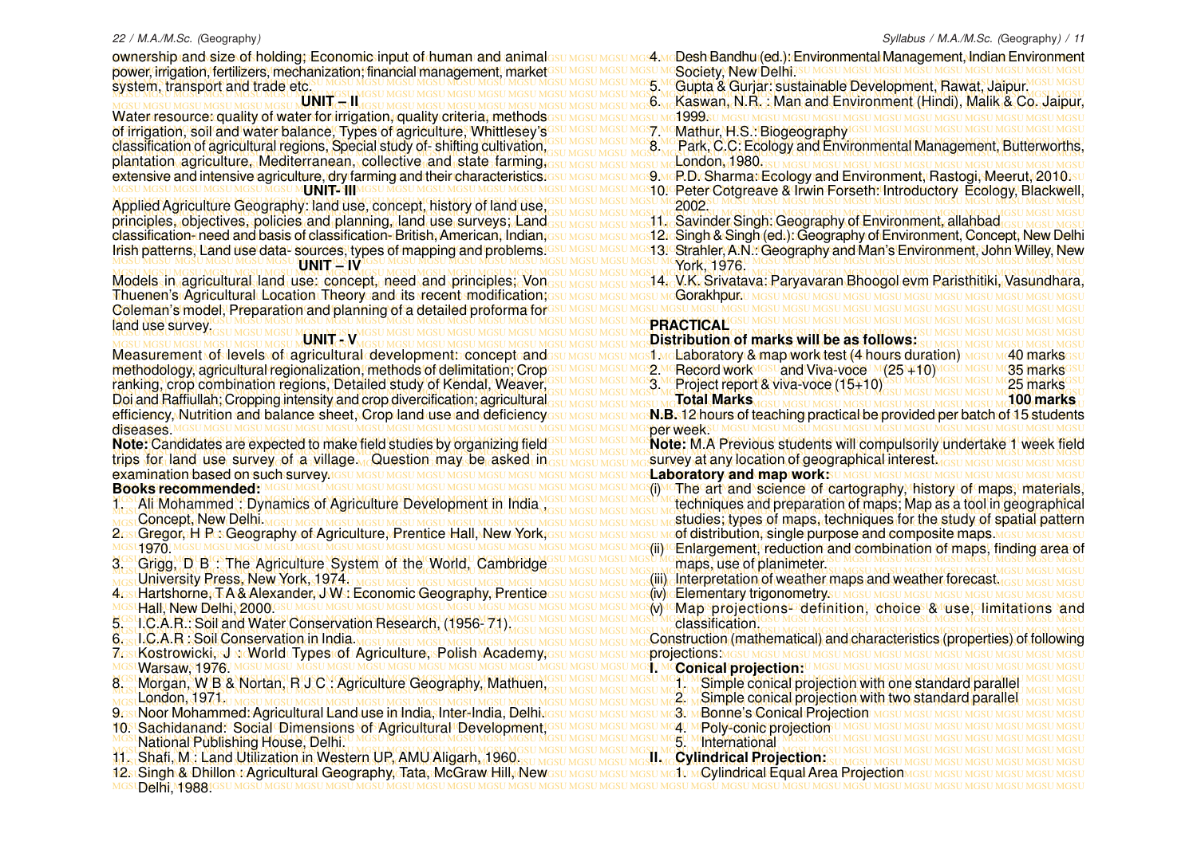ownership and size of holding; Economic input of human and animal power, irrigation, fertilizers, mechanization; financial management, market system, transport and trade etc.

**UNIT – II**

Water resource: quality of water for irrigation, quality criteria, methods of irrigation, soil and water balance, Types of agriculture, Whittlesey's classification of agricultural regions, Special study of- shifting cultivation, plantation agriculture, Mediterranean, collective and state farming, extensive and intensive agriculture, dry farming and their characteristics.

**UNIT- III**

Applied Agriculture Geography: land use, concept, history of land use, principles, objectives, policies and planning, land use surveys; Land classification- need and basis of classification- British, American, Indian, Irish patterns, Land use data- sources, types of mapping and problems.

**UNIT – IV**

Models in agricultural land use: concept, need and principles; Von Thuenen's Agricultural Location Theory and its recent modification; Coleman's model, Preparation and planning of a detailed proforma for land use survey.

**UNIT - V**

Measurement of levels of agricultural development: concept and methodology, agricultural regionalization, methods of delimitation; Crop ranking, crop combination regions, Detailed study of Kendal, Weaver, Doi and Raffiullah; Cropping intensity and crop divercification; agricultural efficiency, Nutrition and balance sheet, Crop land use and deficiency diseases.

**Note:** Candidates are expected to make field studies by organizing field trips for land use survey of a village. Question may be asked in examination based on such survey.

**Books recommended:**

1. Ali Mohammed : Dynamics of Agriculture Development in India , Concept, New Delhi.
2. Gregor, H P : Geography of Agriculture, Prentice Hall, New York, 1970.
3. Grigg, D B : The Agriculture System of the World, Cambridge University Press, New York, 1974.
4. Hartshorne, T A & Alexander, J W : Economic Geography, Prentice Hall, New Delhi, 2000.
5. I.C.A.R.: Soil and Water Conservation Research, (1956- 71).
6. I.C.A.R : Soil Conservation in India.
7. Kostrowicki, J : World Types of Agriculture, Polish Academy, Warsaw, 1976.
8. Morgan, W B & Nortan, R J C : Agriculture Geography, Mathuen, London, 1971.
9. Noor Mohammed: Agricultural Land use in India, Inter-India, Delhi.
10. Sachidanand: Social Dimensions of Agricultural Development, National Publishing House, Delhi.
11. Shafi, M : Land Utilization in Western UP, AMU Aligarh, 1960.
12. Singh & Dhillon : Agricultural Geography, Tata, McGraw Hill, New Delhi, 1988.

4. Desh Bandhu (ed.): Environmental Management, Indian Environment Society, New Delhi.
5. Gupta & Gurjar: sustainable Development, Rawat, Jaipur.
6. Kaswan, N.R. : Man and Environment (Hindi), Malik & Co. Jaipur, 1999.
7. Mathur, H.S.: Biogeography
8. Park, C.C: Ecology and Environmental Management, Butterworths, London, 1980.
9. P.D. Sharma: Ecology and Environment, Rastogi, Meerut, 2010.
10. Peter Cotgreave & Irwin Forseth: Introductory Ecology, Blackwell, 2002.
11. Savinder Singh: Geography of Environment, allahbad
12. Singh & Singh (ed.): Geography of Environment, Concept, New Delhi
13. Strahler, A.N.: Geography and Man's Environment, John Willey, New York, 1976.
14. V.K. Srivatava: Paryavaran Bhoogol evm Paristhitiki, Vasundhara, Gorakhpur.

**PRACTICAL**

**Distribution of marks will be as follows:**

| | | |
|---|---|---|
| 1. | Laboratory & map work test (4 hours duration) | 40 marks |
| 2. | Record work and Viva-voce (25 +10) | 35 marks |
| 3. | Project report & viva-voce (15+10) | 25 marks |
| | **Total Marks** | **100 marks** |

**N.B.** 12 hours of teaching practical be provided per batch of 15 students per week.

**Note:** M.A Previous students will compulsorily undertake 1 week field survey at any location of geographical interest.

**Laboratory and map work:**

(i) The art and science of cartography, history of maps, materials, techniques and preparation of maps; Map as a tool in geographical studies; types of maps, techniques for the study of spatial pattern of distribution, single purpose and composite maps.

(ii) Enlargement, reduction and combination of maps, finding area of maps, use of planimeter.

(iii) Interpretation of weather maps and weather forecast.

(iv) Elementary trigonometry.

(v) Map projections- definition, choice & use, limitations and classification.

Construction (mathematical) and characteristics (properties) of following projections:

**I. Conical projection:**

1. Simple conical projection with one standard parallel
2. Simple conical projection with two standard parallel
3. Bonne's Conical Projection
4. Poly-conic projection
5. International

**II. Cylindrical Projection:**

1. Cylindrical Equal Area Projection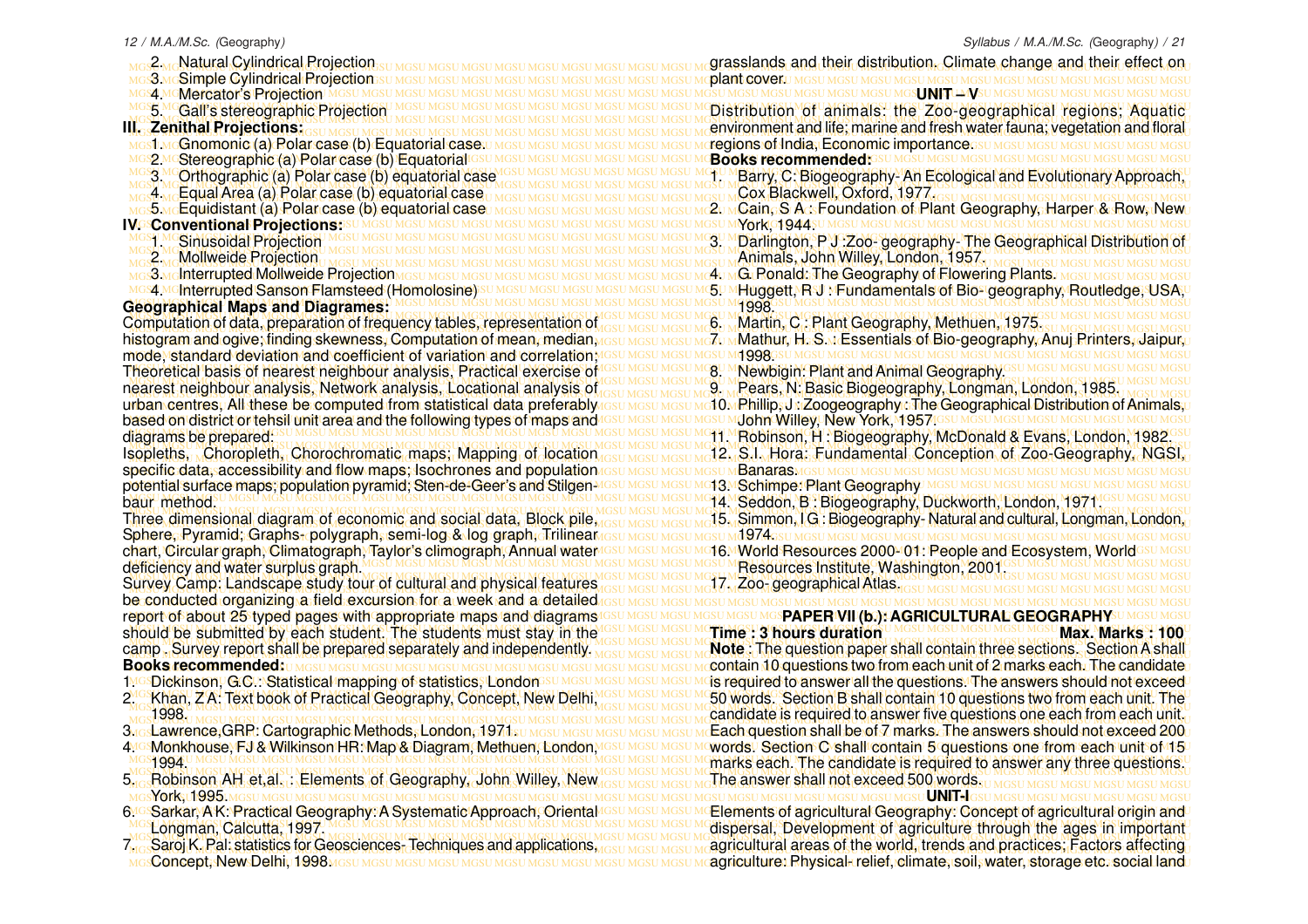2. Natural Cylindrical Projection
3. Simple Cylindrical Projection
4. Mercator's Projection
5. Gall's stereographic Projection

**III. Zenithal Projections:**

1. Gnomonic (a) Polar case (b) Equatorial case.
2. Stereographic (a) Polar case (b) Equatorial
3. Orthographic (a) Polar case (b) equatorial case
4. Equal Area (a) Polar case (b) equatorial case
5. Equidistant (a) Polar case (b) equatorial case

**IV. Conventional Projections:**

1. Sinusoidal Projection
2. Mollweide Projection
3. Interrupted Mollweide Projection
4. Interrupted Sanson Flamsteed (Homolosine)

**Geographical Maps and Diagrames:**

Computation of data, preparation of frequency tables, representation of histogram and ogive; finding skewness, Computation of mean, median, mode, standard deviation and coefficient of variation and correlation; Theoretical basis of nearest neighbour analysis, Practical exercise of nearest neighbour analysis, Network analysis, Locational analysis of urban centres, All these be computed from statistical data preferably based on district or tehsil unit area and the following types of maps and diagrams be prepared:

Isopleths, Choropleth, Chorochromatic maps; Mapping of location specific data, accessibility and flow maps; Isochrones and population potential surface maps; population pyramid; Sten-de-Geer's and Stilgen-baur method.

Three dimensional diagram of economic and social data, Block pile, Sphere, Pyramid; Graphs- polygraph, semi-log & log graph, Trilinear chart, Circular graph, Climatograph, Taylor's climograph, Annual water deficiency and water surplus graph.

Survey Camp: Landscape study tour of cultural and physical features be conducted organizing a field excursion for a week and a detailed report of about 25 typed pages with appropriate maps and diagrams should be submitted by each student. The students must stay in the camp . Survey report shall be prepared separately and independently.

**Books recommended:**

1. Dickinson, G.C.: Statistical mapping of statistics, London
2. Khan, Z A: Text book of Practical Geography, Concept, New Delhi, 1998.
3. Lawrence,GRP: Cartographic Methods, London, 1971.
4. Monkhouse, FJ & Wilkinson HR: Map & Diagram, Methuen, London, 1994.
5. Robinson AH et,al. : Elements of Geography, John Willey, New York, 1995.
6. Sarkar, A K: Practical Geography: A Systematic Approach, Oriental Longman, Calcutta, 1997.
7. Saroj K. Pal: statistics for Geosciences- Techniques and applications, Concept, New Delhi, 1998.

grasslands and their distribution. Climate change and their effect on plant cover.

**UNIT – V**

Distribution of animals: the Zoo-geographical regions; Aquatic environment and life; marine and fresh water fauna; vegetation and floral regions of India, Economic importance.

**Books recommended:**

1. Barry, C: Biogeography- An Ecological and Evolutionary Approach, Cox Blackwell, Oxford, 1977.
2. Cain, S A : Foundation of Plant Geography, Harper & Row, New York, 1944.
3. Darlington, P J :Zoo- geography- The Geographical Distribution of Animals, John Willey, London, 1957.
4. G. Ponald: The Geography of Flowering Plants.
5. Huggett, R J : Fundamentals of Bio- geography, Routledge, USA, 1998.
6. Martin, C : Plant Geography, Methuen, 1975.
7. Mathur, H. S. : Essentials of Bio-geography, Anuj Printers, Jaipur, 1998.
8. Newbigin: Plant and Animal Geography.
9. Pears, N: Basic Biogeography, Longman, London, 1985.
10. Phillip, J : Zoogeography : The Geographical Distribution of Animals, John Willey, New York, 1957.
11. Robinson, H : Biogeography, McDonald & Evans, London, 1982.
12. S.I. Hora: Fundamental Conception of Zoo-Geography, NGSI, Banaras.
13. Schimpe: Plant Geography
14. Seddon, B : Biogeography, Duckworth, London, 1971.
15. Simmon, I G : Biogeography- Natural and cultural, Longman, London, 1974.
16. World Resources 2000- 01: People and Ecosystem, World Resources Institute, Washington, 2001.
17. Zoo- geographical Atlas.

## PAPER VII (b.): AGRICULTURAL GEOGRAPHY

**Time : 3 hours duration** **Max. Marks : 100**

**Note** : The question paper shall contain three sections. Section A shall contain 10 questions two from each unit of 2 marks each. The candidate is required to answer all the questions. The answers should not exceed 50 words. Section B shall contain 10 questions two from each unit. The candidate is required to answer five questions one each from each unit. Each question shall be of 7 marks. The answers should not exceed 200 words. Section C shall contain 5 questions one from each unit of 15 marks each. The candidate is required to answer any three questions. The answer shall not exceed 500 words.

**UNIT-I**

Elements of agricultural Geography: Concept of agricultural origin and dispersal, Development of agriculture through the ages in important agricultural areas of the world, trends and practices; Factors affecting agriculture: Physical- relief, climate, soil, water, storage etc. social land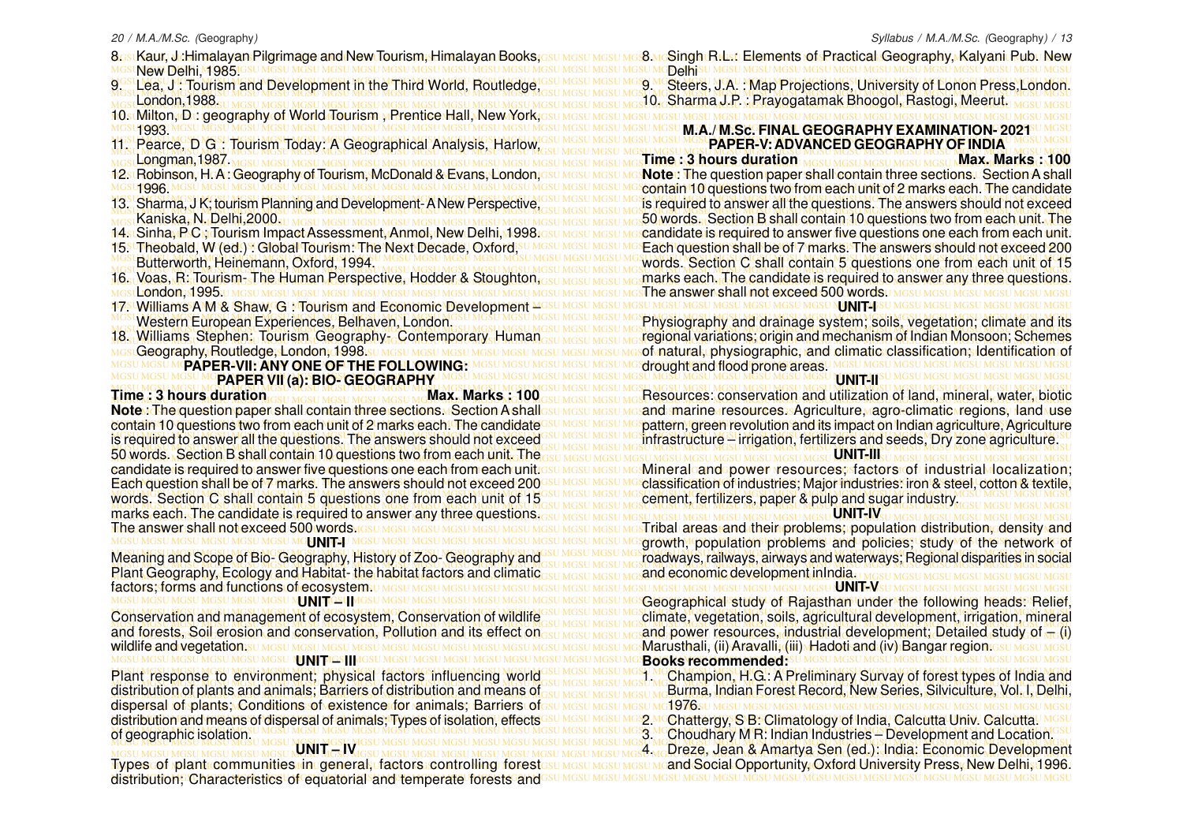8. Kaur, J :Himalayan Pilgrimage and New Tourism, Himalayan Books, New Delhi, 1985.
9. Lea, J : Tourism and Development in the Third World, Routledge, London,1988.
10. Milton, D : geography of World Tourism , Prentice Hall, New York, 1993.
11. Pearce, D G : Tourism Today: A Geographical Analysis, Harlow, Longman,1987.
12. Robinson, H. A : Geography of Tourism, McDonald & Evans, London, 1996.
13. Sharma, J K; tourism Planning and Development- A New Perspective, Kaniska, N. Delhi,2000.
14. Sinha, P C ; Tourism Impact Assessment, Anmol, New Delhi, 1998.
15. Theobald, W (ed.) : Global Tourism: The Next Decade, Oxford, Butterworth, Heinemann, Oxford, 1994.
16. Voas, R: Tourism- The Human Perspective, Hodder & Stoughton, London, 1995.
17. Williams A M & Shaw, G : Tourism and Economic Development – Western European Experiences, Belhaven, London.
18. Williams Stephen: Tourism Geography- Contemporary Human Geography, Routledge, London, 1998.

## PAPER-VII: ANY ONE OF THE FOLLOWING:

### PAPER VII (a): BIO- GEOGRAPHY

**Time : 3 hours duration** **Max. Marks : 100**

**Note** : The question paper shall contain three sections. Section A shall contain 10 questions two from each unit of 2 marks each. The candidate is required to answer all the questions. The answers should not exceed 50 words. Section B shall contain 10 questions two from each unit. The candidate is required to answer five questions one each from each unit. Each question shall be of 7 marks. The answers should not exceed 200 words. Section C shall contain 5 questions one from each unit of 15 marks each. The candidate is required to answer any three questions. The answer shall not exceed 500 words.

**UNIT-I**

Meaning and Scope of Bio- Geography, History of Zoo- Geography and Plant Geography, Ecology and Habitat- the habitat factors and climatic factors; forms and functions of ecosystem.

**UNIT – II**

Conservation and management of ecosystem, Conservation of wildlife and forests, Soil erosion and conservation, Pollution and its effect on wildlife and vegetation.

**UNIT – III**

Plant response to environment; physical factors influencing world distribution of plants and animals; Barriers of distribution and means of dispersal of plants; Conditions of existence for animals; Barriers of distribution and means of dispersal of animals; Types of isolation, effects of geographic isolation.

**UNIT – IV**

Types of plant communities in general, factors controlling forest distribution; Characteristics of equatorial and temperate forests and

8. Singh R.L.: Elements of Practical Geography, Kalyani Pub. New Delhi
9. Steers, J.A. : Map Projections, University of Lonon Press,London.
10. Sharma J.P. : Prayogatamak Bhoogol, Rastogi, Meerut.

## M.A./ M.Sc. FINAL GEOGRAPHY EXAMINATION- 2021

### PAPER-V: ADVANCED GEOGRAPHY OF INDIA

**Time : 3 hours duration** **Max. Marks : 100**

**Note** : The question paper shall contain three sections. Section A shall contain 10 questions two from each unit of 2 marks each. The candidate is required to answer all the questions. The answers should not exceed 50 words. Section B shall contain 10 questions two from each unit. The candidate is required to answer five questions one each from each unit. Each question shall be of 7 marks. The answers should not exceed 200 words. Section C shall contain 5 questions one from each unit of 15 marks each. The candidate is required to answer any three questions. The answer shall not exceed 500 words.

**UNIT-I**

Physiography and drainage system; soils, vegetation; climate and its regional variations; origin and mechanism of Indian Monsoon; Schemes of natural, physiographic, and climatic classification; Identification of drought and flood prone areas.

**UNIT-II**

Resources: conservation and utilization of land, mineral, water, biotic and marine resources. Agriculture, agro-climatic regions, land use pattern, green revolution and its impact on Indian agriculture, Agriculture infrastructure – irrigation, fertilizers and seeds, Dry zone agriculture.

**UNIT-III**

Mineral and power resources; factors of industrial localization; classification of industries; Major industries: iron & steel, cotton & textile, cement, fertilizers, paper & pulp and sugar industry.

**UNIT-IV**

Tribal areas and their problems; population distribution, density and growth, population problems and policies; study of the network of roadways, railways, airways and waterways; Regional disparities in social and economic development inIndia.

**UNIT-V**

Geographical study of Rajasthan under the following heads: Relief, climate, vegetation, soils, agricultural development, irrigation, mineral and power resources, industrial development; Detailed study of – (i) Marusthali, (ii) Aravalli, (iii) Hadoti and (iv) Bangar region.

**Books recommended:**

1. Champion, H.G.: A Preliminary Survay of forest types of India and Burma, Indian Forest Record, New Series, Silviculture, Vol. I, Delhi, 1976.
2. Chattergy, S B: Climatology of India, Calcutta Univ. Calcutta.
3. Choudhary M R: Indian Industries – Development and Location.
4. Dreze, Jean & Amartya Sen (ed.): India: Economic Development and Social Opportunity, Oxford University Press, New Delhi, 1996.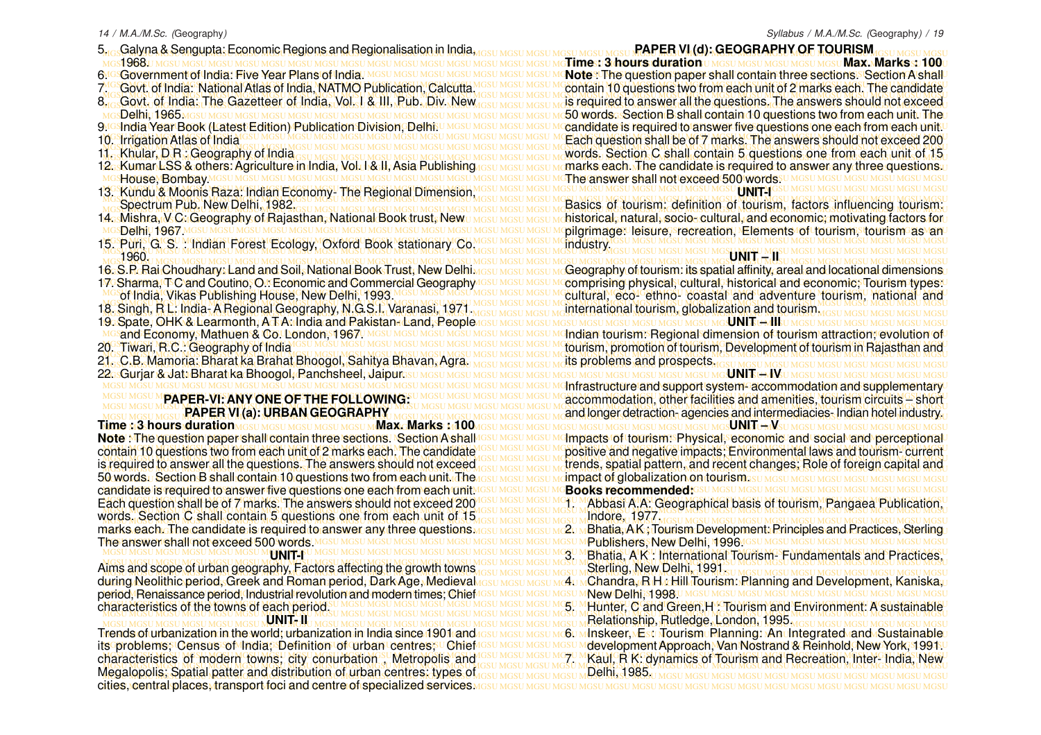5. Galyna & Sengupta: Economic Regions and Regionalisation in India, 1968.
6. Government of India: Five Year Plans of India.
7. Govt. of India: National Atlas of India, NATMO Publication, Calcutta.
8. Govt. of India: The Gazetteer of India, Vol. I & III, Pub. Div. New Delhi, 1965.
9. India Year Book (Latest Edition) Publication Division, Delhi.
10. Irrigation Atlas of India
11. Khular, D R : Geography of India
12. Kumar LSS & others: Agriculture in India, Vol. I & II, Asia Publishing House, Bombay.
13. Kundu & Moonis Raza: Indian Economy- The Regional Dimension, Spectrum Pub. New Delhi, 1982.
14. Mishra, V C: Geography of Rajasthan, National Book trust, New Delhi, 1967.
15. Puri, G. S. : Indian Forest Ecology, Oxford Book stationary Co. 1960.
16. S.P. Rai Choudhary: Land and Soil, National Book Trust, New Delhi.
17. Sharma, T C and Coutino, O.: Economic and Commercial Geography of India, Vikas Publishing House, New Delhi, 1993.
18. Singh, R L: India- A Regional Geography, N.G.S.I. Varanasi, 1971.
19. Spate, OHK & Learmonth, A T A: India and Pakistan- Land, People and Economy, Mathuen & Co. London, 1967.
20. Tiwari, R.C.: Geography of India
21. C.B. Mamoria: Bharat ka Brahat Bhoogol, Sahitya Bhavan, Agra.
22. Gurjar & Jat: Bharat ka Bhoogol, Panchsheel, Jaipur.

## PAPER-VI: ANY ONE OF THE FOLLOWING:

### PAPER VI (a): URBAN GEOGRAPHY

**Time : 3 hours duration** **Max. Marks : 100**

**Note** : The question paper shall contain three sections. Section A shall contain 10 questions two from each unit of 2 marks each. The candidate is required to answer all the questions. The answers should not exceed 50 words. Section B shall contain 10 questions two from each unit. The candidate is required to answer five questions one each from each unit. Each question shall be of 7 marks. The answers should not exceed 200 words. Section C shall contain 5 questions one from each unit of 15 marks each. The candidate is required to answer any three questions. The answer shall not exceed 500 words.

**UNIT-I**

Aims and scope of urban geography, Factors affecting the growth towns during Neolithic period, Greek and Roman period, Dark Age, Medieval period, Renaissance period, Industrial revolution and modern times; Chief characteristics of the towns of each period.

**UNIT- II**

Trends of urbanization in the world; urbanization in India since 1901 and its problems; Census of India; Definition of urban centres; Chief characteristics of modern towns; city conurbation , Metropolis and Megalopolis; Spatial patter and distribution of urban centres: types of cities, central places, transport foci and centre of specialized services.

### PAPER VI (d): GEOGRAPHY OF TOURISM

**Time : 3 hours duration** **Max. Marks : 100**

**Note** : The question paper shall contain three sections. Section A shall contain 10 questions two from each unit of 2 marks each. The candidate is required to answer all the questions. The answers should not exceed 50 words. Section B shall contain 10 questions two from each unit. The candidate is required to answer five questions one each from each unit. Each question shall be of 7 marks. The answers should not exceed 200 words. Section C shall contain 5 questions one from each unit of 15 marks each. The candidate is required to answer any three questions. The answer shall not exceed 500 words.

**UNIT-I**

Basics of tourism: definition of tourism, factors influencing tourism: historical, natural, socio- cultural, and economic; motivating factors for pilgrimage: leisure, recreation, Elements of tourism, tourism as an industry.

**UNIT – II**

Geography of tourism: its spatial affinity, areal and locational dimensions comprising physical, cultural, historical and economic; Tourism types: cultural, eco- ethno- coastal and adventure tourism, national and international tourism, globalization and tourism.

**UNIT – III**

Indian tourism: Regional dimension of tourism attraction; evolution of tourism, promotion of tourism, Development of tourism in Rajasthan and its problems and prospects.

**UNIT – IV**

Infrastructure and support system- accommodation and supplementary accommodation, other facilities and amenities, tourism circuits – short and longer detraction- agencies and intermediacies- Indian hotel industry.

**UNIT – V**

Impacts of tourism: Physical, economic and social and perceptional positive and negative impacts; Environmental laws and tourism- current trends, spatial pattern, and recent changes; Role of foreign capital and impact of globalization on tourism.

**Books recommended:**

1. Abbasi A.A: Geographical basis of tourism, Pangaea Publication, Indore, 1977.
2. Bhatia, A K ; Tourism Development: Principles and Practices, Sterling Publishers, New Delhi, 1996.
3. Bhatia, A K : International Tourism- Fundamentals and Practices, Sterling, New Delhi, 1991.
4. Chandra, R H : Hill Tourism: Planning and Development, Kaniska, New Delhi, 1998.
5. Hunter, C and Green,H : Tourism and Environment: A sustainable Relationship, Rutledge, London, 1995.
6. Inskeer, E : Tourism Planning: An Integrated and Sustainable development Approach, Van Nostrand & Reinhold, New York, 1991.
7. Kaul, R K: dynamics of Tourism and Recreation, Inter- India, New Delhi, 1985.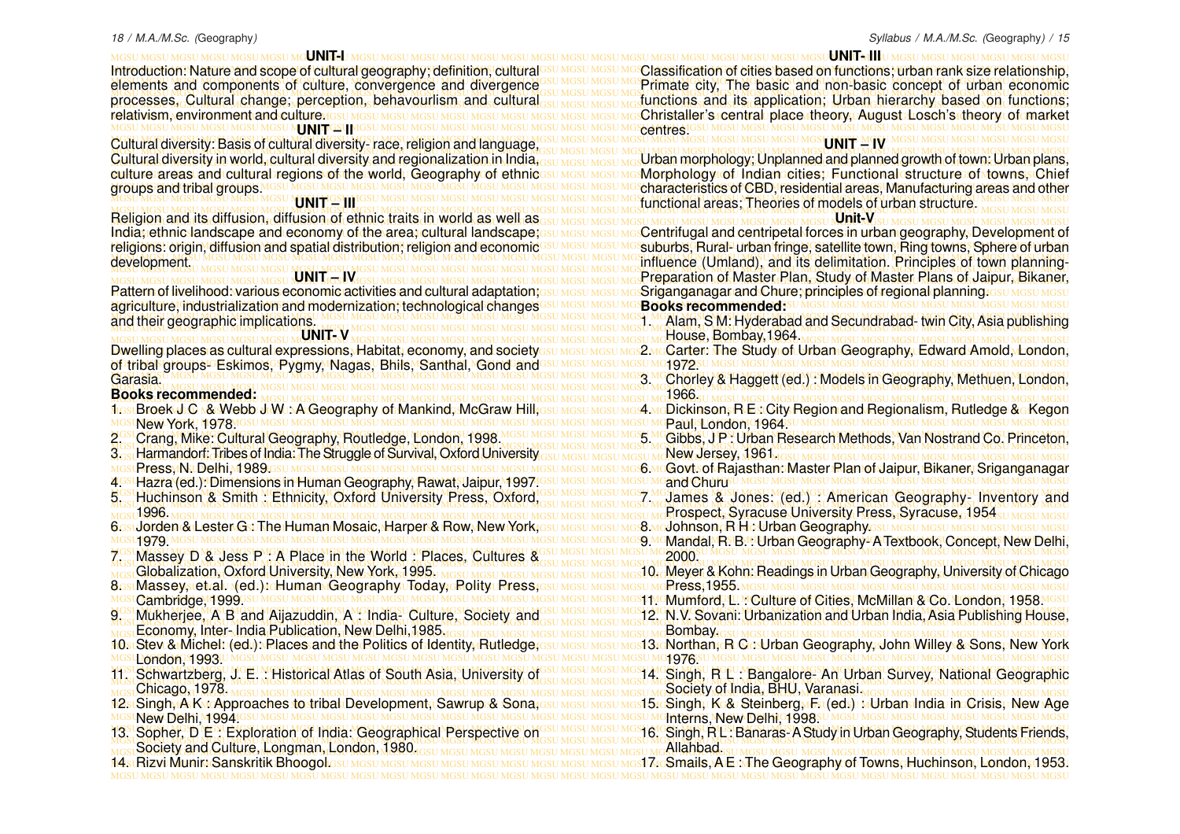## UNIT-I

Introduction: Nature and scope of cultural geography; definition, cultural elements and components of culture, convergence and divergence processes, Cultural change; perception, behavourlism and cultural relativism, environment and culture.

## UNIT – II

Cultural diversity: Basis of cultural diversity- race, religion and language, Cultural diversity in world, cultural diversity and regionalization in India, culture areas and cultural regions of the world, Geography of ethnic groups and tribal groups.

## UNIT – III

Religion and its diffusion, diffusion of ethnic traits in world as well as India; ethnic landscape and economy of the area; cultural landscape; religions: origin, diffusion and spatial distribution; religion and economic development.

## UNIT – IV

Pattern of livelihood: various economic activities and cultural adaptation; agriculture, industrialization and modernization; technological changes and their geographic implications.

## UNIT- V

Dwelling places as cultural expressions, Habitat, economy, and society of tribal groups- Eskimos, Pygmy, Nagas, Bhils, Santhal, Gond and Garasia.

**Books recommended:**

1. Broek J C & Webb J W : A Geography of Mankind, McGraw Hill, New York, 1978.
2. Crang, Mike: Cultural Geography, Routledge, London, 1998.
3. Harmandorf: Tribes of India: The Struggle of Survival, Oxford University Press, N. Delhi, 1989.
4. Hazra (ed.): Dimensions in Human Geography, Rawat, Jaipur, 1997.
5. Huchinson & Smith : Ethnicity, Oxford University Press, Oxford, 1996.
6. Jorden & Lester G : The Human Mosaic, Harper & Row, New York, 1979.
7. Massey D & Jess P : A Place in the World : Places, Cultures & Globalization, Oxford University, New York, 1995.
8. Massey, et.al. (ed.): Human Geography Today, Polity Press, Cambridge, 1999.
9. Mukherjee, A B and Aijazuddin, A : India- Culture, Society and Economy, Inter- India Publication, New Delhi,1985.
10. Stev & Michel: (ed.): Places and the Politics of Identity, Rutledge, London, 1993.
11. Schwartzberg, J. E. : Historical Atlas of South Asia, University of Chicago, 1978.
12. Singh, A K : Approaches to tribal Development, Sawrup & Sona, New Delhi, 1994.
13. Sopher, D E : Exploration of India: Geographical Perspective on Society and Culture, Longman, London, 1980.
14. Rizvi Munir: Sanskritik Bhoogol.

## UNIT- III

Classification of cities based on functions; urban rank size relationship, Primate city, The basic and non-basic concept of urban economic functions and its application; Urban hierarchy based on functions; Christaller's central place theory, August Losch's theory of market centres.

## UNIT – IV

Urban morphology; Unplanned and planned growth of town: Urban plans, Morphology of Indian cities; Functional structure of towns, Chief characteristics of CBD, residential areas, Manufacturing areas and other functional areas; Theories of models of urban structure.

## Unit-V

Centrifugal and centripetal forces in urban geography, Development of suburbs, Rural- urban fringe, satellite town, Ring towns, Sphere of urban influence (Umland), and its delimitation. Principles of town planning- Preparation of Master Plan, Study of Master Plans of Jaipur, Bikaner, Sriganganagar and Chure; principles of regional planning.

**Books recommended:**

1. Alam, S M: Hyderabad and Secundrabad- twin City, Asia publishing House, Bombay,1964.
2. Carter: The Study of Urban Geography, Edward Amold, London, 1972.
3. Chorley & Haggett (ed.) : Models in Geography, Methuen, London, 1966.
4. Dickinson, R E : City Region and Regionalism, Rutledge & Kegon Paul, London, 1964.
5. Gibbs, J P : Urban Research Methods, Van Nostrand Co. Princeton, New Jersey, 1961.
6. Govt. of Rajasthan: Master Plan of Jaipur, Bikaner, Sriganganagar and Churu
7. James & Jones: (ed.) : American Geography- Inventory and Prospect, Syracuse University Press, Syracuse, 1954
8. Johnson, R H : Urban Geography.
9. Mandal, R. B. : Urban Geography- A Textbook, Concept, New Delhi, 2000.
10. Meyer & Kohn: Readings in Urban Geography, University of Chicago Press,1955.
11. Mumford, L. : Culture of Cities, McMillan & Co. London, 1958.
12. N.V. Sovani: Urbanization and Urban India, Asia Publishing House, Bombay.
13. Northan, R C : Urban Geography, John Willey & Sons, New York 1976.
14. Singh, R L : Bangalore- An Urban Survey, National Geographic Society of India, BHU, Varanasi.
15. Singh, K & Steinberg, F. (ed.) : Urban India in Crisis, New Age Interns, New Delhi, 1998.
16. Singh, R L : Banaras- A Study in Urban Geography, Students Friends, Allahbad.
17. Smails, A E : The Geography of Towns, Huchinson, London, 1953.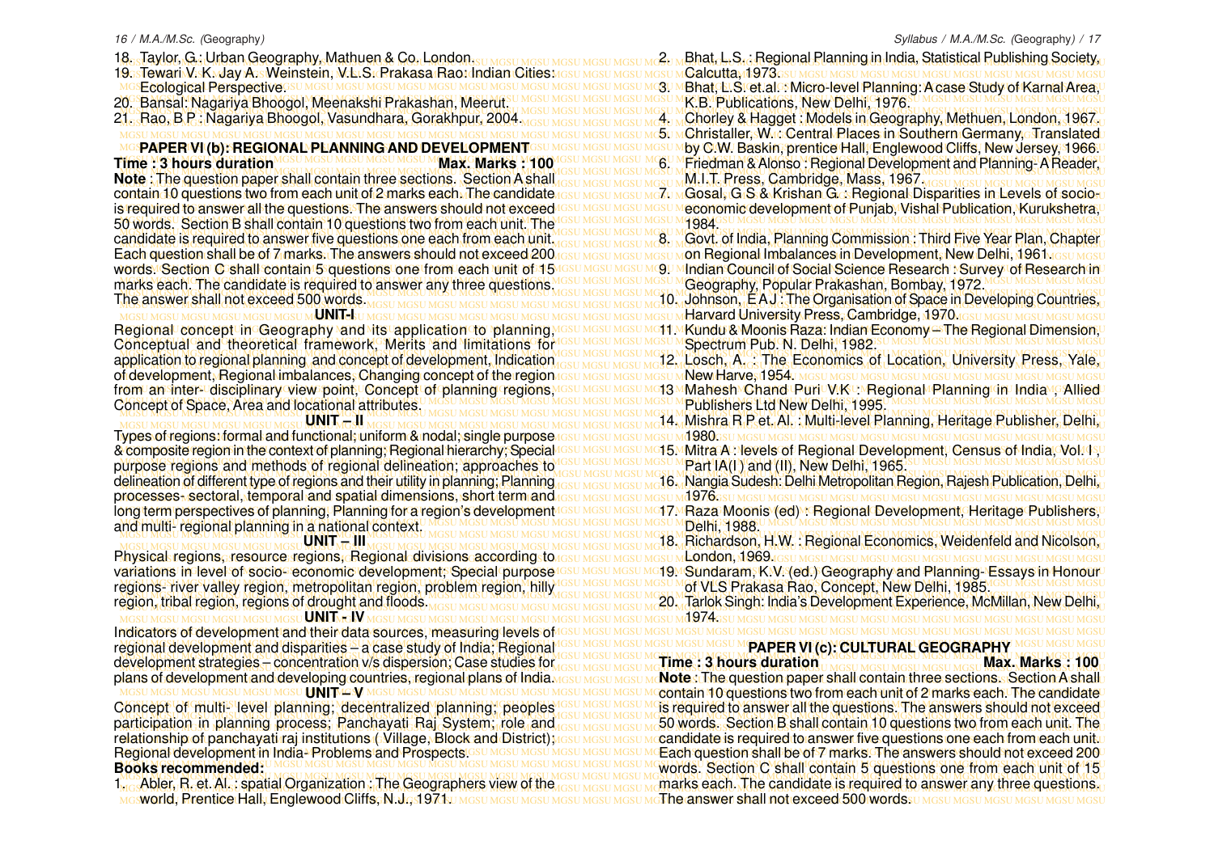18. Taylor, G.: Urban Geography, Mathuen & Co. London.
19. Tewari V. K. Jay A. Weinstein, V.L.S. Prakasa Rao: Indian Cities: Ecological Perspective.
20. Bansal: Nagariya Bhoogol, Meenakshi Prakashan, Meerut.
21. Rao, B P : Nagariya Bhoogol, Vasundhara, Gorakhpur, 2004.

## PAPER VI (b): REGIONAL PLANNING AND DEVELOPMENT

**Time : 3 hours duration** **Max. Marks : 100**

**Note** : The question paper shall contain three sections. Section A shall contain 10 questions two from each unit of 2 marks each. The candidate is required to answer all the questions. The answers should not exceed 50 words. Section B shall contain 10 questions two from each unit. The candidate is required to answer five questions one each from each unit. Each question shall be of 7 marks. The answers should not exceed 200 words. Section C shall contain 5 questions one from each unit of 15 marks each. The candidate is required to answer any three questions. The answer shall not exceed 500 words.

### UNIT-I

Regional concept in Geography and its application to planning, Conceptual and theoretical framework, Merits and limitations for application to regional planning and concept of development, Indication of development, Regional imbalances, Changing concept of the region from an inter- disciplinary view point, Concept of planning regions, Concept of Space, Area and locational attributes.

### UNIT – II

Types of regions: formal and functional; uniform & nodal; single purpose & composite region in the context of planning; Regional hierarchy; Special purpose regions and methods of regional delineation; approaches to delineation of different type of regions and their utility in planning; Planning processes- sectoral, temporal and spatial dimensions, short term and long term perspectives of planning, Planning for a region's development and multi- regional planning in a national context.

### UNIT – III

Physical regions, resource regions, Regional divisions according to variations in level of socio- economic development; Special purpose regions- river valley region, metropolitan region, problem region, hilly region, tribal region, regions of drought and floods.

### UNIT - IV

Indicators of development and their data sources, measuring levels of regional development and disparities – a case study of India; Regional development strategies – concentration v/s dispersion; Case studies for plans of development and developing countries, regional plans of India.

### UNIT – V

Concept of multi- level planning; decentralized planning; peoples participation in planning process; Panchayati Raj System; role and relationship of panchayati raj institutions ( Village, Block and District); Regional development in India- Problems and Prospects.

**Books recommended:**

1. Abler, R. et. Al. : spatial Organization : The Geographers view of the world, Prentice Hall, Englewood Cliffs, N.J., 1971.
2. Bhat, L.S. : Regional Planning in India, Statistical Publishing Society, Calcutta, 1973.
3. Bhat, L.S. et.al. : Micro-level Planning: A case Study of Karnal Area, K.B. Publications, New Delhi, 1976.
4. Chorley & Hagget : Models in Geography, Methuen, London, 1967.
5. Christaller, W. : Central Places in Southern Germany, Translated by C.W. Baskin, prentice Hall, Englewood Cliffs, New Jersey, 1966.
6. Friedman & Alonso : Regional Development and Planning- A Reader, M.I.T. Press, Cambridge, Mass, 1967.
7. Gosal, G S & Krishan G. : Regional Disparities in Levels of socio- economic development of Punjab, Vishal Publication, Kurukshetra, 1984.
8. Govt. of India, Planning Commission : Third Five Year Plan, Chapter on Regional Imbalances in Development, New Delhi, 1961.
9. Indian Council of Social Science Research : Survey of Research in Geography, Popular Prakashan, Bombay, 1972.
10. Johnson, E A J : The Organisation of Space in Developing Countries, Harvard University Press, Cambridge, 1970.
11. Kundu & Moonis Raza: Indian Economy – The Regional Dimension, Spectrum Pub. N. Delhi, 1982.
12. Losch, A. : The Economics of Location, University Press, Yale, New Harve, 1954.
13. Mahesh Chand Puri V.K : Regional Planning in India , Allied Publishers Ltd New Delhi, 1995.
14. Mishra R P et. Al. : Multi-level Planning, Heritage Publisher, Delhi, 1980.
15. Mitra A : levels of Regional Development, Census of India, Vol. I , Part IA(I ) and (II), New Delhi, 1965.
16. Nangia Sudesh: Delhi Metropolitan Region, Rajesh Publication, Delhi, 1976.
17. Raza Moonis (ed) : Regional Development, Heritage Publishers, Delhi, 1988.
18. Richardson, H.W. : Regional Economics, Weidenfeld and Nicolson, London, 1969.
19. Sundaram, K.V. (ed.) Geography and Planning- Essays in Honour of VLS Prakasa Rao, Concept, New Delhi, 1985.
20. Tarlok Singh: India's Development Experience, McMillan, New Delhi, 1974.

## PAPER VI (c): CULTURAL GEOGRAPHY

**Time : 3 hours duration** **Max. Marks : 100**

**Note** : The question paper shall contain three sections. Section A shall contain 10 questions two from each unit of 2 marks each. The candidate is required to answer all the questions. The answers should not exceed 50 words. Section B shall contain 10 questions two from each unit. The candidate is required to answer five questions one each from each unit. Each question shall be of 7 marks. The answers should not exceed 200 words. Section C shall contain 5 questions one from each unit of 15 marks each. The candidate is required to answer any three questions. The answer shall not exceed 500 words.